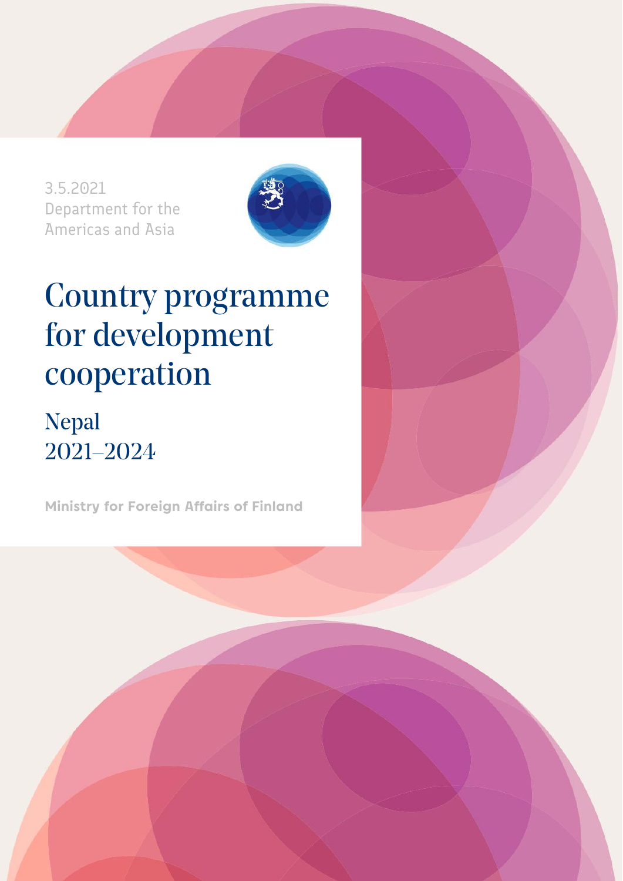3.5.2021
Department for the Americas and Asia

# Country programme for development cooperation

## Nepal
## 2021–2024

**Ministry for Foreign Affairs of Finland**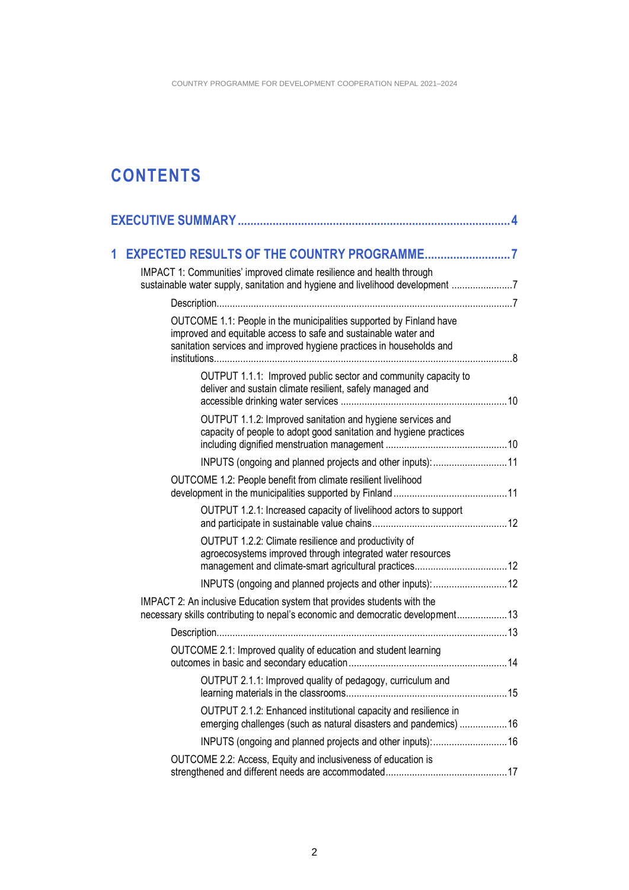# CONTENTS

EXECUTIVE SUMMARY .......... 4

1 EXPECTED RESULTS OF THE COUNTRY PROGRAMME .......... 7

- IMPACT 1: Communities' improved climate resilience and health through sustainable water supply, sanitation and hygiene and livelihood development .......... 7
  - Description .......... 7
  - OUTCOME 1.1: People in the municipalities supported by Finland have improved and equitable access to safe and sustainable water and sanitation services and improved hygiene practices in households and institutions .......... 8
    - OUTPUT 1.1.1: Improved public sector and community capacity to deliver and sustain climate resilient, safely managed and accessible drinking water services .......... 10
    - OUTPUT 1.1.2: Improved sanitation and hygiene services and capacity of people to adopt good sanitation and hygiene practices including dignified menstruation management .......... 10
    - INPUTS (ongoing and planned projects and other inputs): .......... 11
  - OUTCOME 1.2: People benefit from climate resilient livelihood development in the municipalities supported by Finland .......... 11
    - OUTPUT 1.2.1: Increased capacity of livelihood actors to support and participate in sustainable value chains .......... 12
    - OUTPUT 1.2.2: Climate resilience and productivity of agroecosystems improved through integrated water resources management and climate-smart agricultural practices .......... 12
    - INPUTS (ongoing and planned projects and other inputs): .......... 12
- IMPACT 2: An inclusive Education system that provides students with the necessary skills contributing to nepal's economic and democratic development .......... 13
  - Description .......... 13
  - OUTCOME 2.1: Improved quality of education and student learning outcomes in basic and secondary education .......... 14
    - OUTPUT 2.1.1: Improved quality of pedagogy, curriculum and learning materials in the classrooms .......... 15
    - OUTPUT 2.1.2: Enhanced institutional capacity and resilience in emerging challenges (such as natural disasters and pandemics) .......... 16
    - INPUTS (ongoing and planned projects and other inputs): .......... 16
  - OUTCOME 2.2: Access, Equity and inclusiveness of education is strengthened and different needs are accommodated .......... 17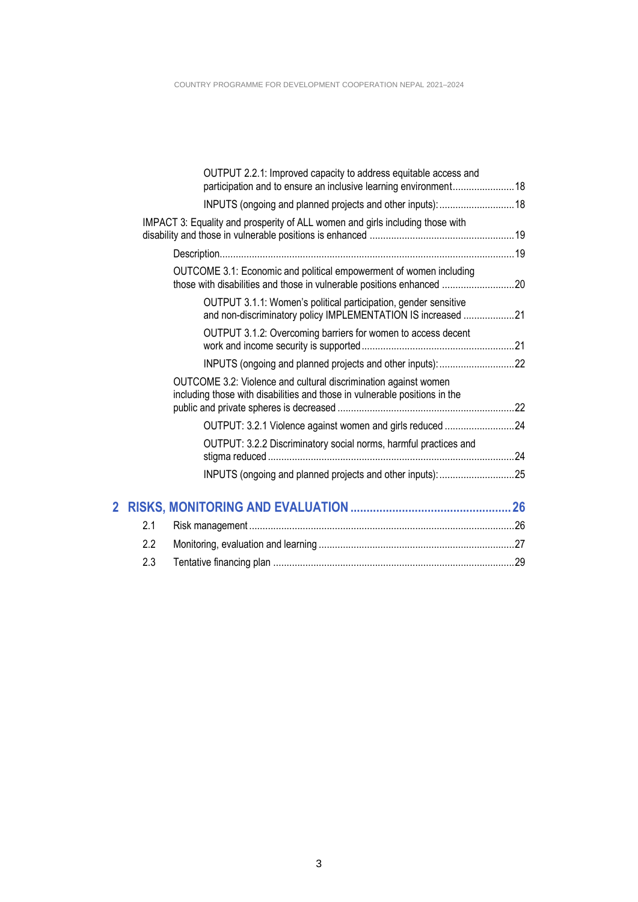OUTPUT 2.2.1: Improved capacity to address equitable access and participation and to ensure an inclusive learning environment ....................... 18

INPUTS (ongoing and planned projects and other inputs): ............................ 18

IMPACT 3: Equality and prosperity of ALL women and girls including those with disability and those in vulnerable positions is enhanced ..................................................... 19

Description ............................................................................................................. 19

OUTCOME 3.1: Economic and political empowerment of women including those with disabilities and those in vulnerable positions enhanced ........................... 20

OUTPUT 3.1.1: Women's political participation, gender sensitive and non-discriminatory policy IMPLEMENTATION IS increased ................... 21

OUTPUT 3.1.2: Overcoming barriers for women to access decent work and income security is supported ........................................................ 21

INPUTS (ongoing and planned projects and other inputs): ............................ 22

OUTCOME 3.2: Violence and cultural discrimination against women including those with disabilities and those in vulnerable positions in the public and private spheres is decreased ................................................................. 22

OUTPUT: 3.2.1 Violence against women and girls reduced .......................... 24

OUTPUT: 3.2.2 Discriminatory social norms, harmful practices and stigma reduced ........................................................................................... 24

INPUTS (ongoing and planned projects and other inputs): ............................ 25

**2 RISKS, MONITORING AND EVALUATION ................................................. 26**

2.1 Risk management .................................................................................................. 26

2.2 Monitoring, evaluation and learning ........................................................................ 27

2.3 Tentative financing plan ......................................................................................... 29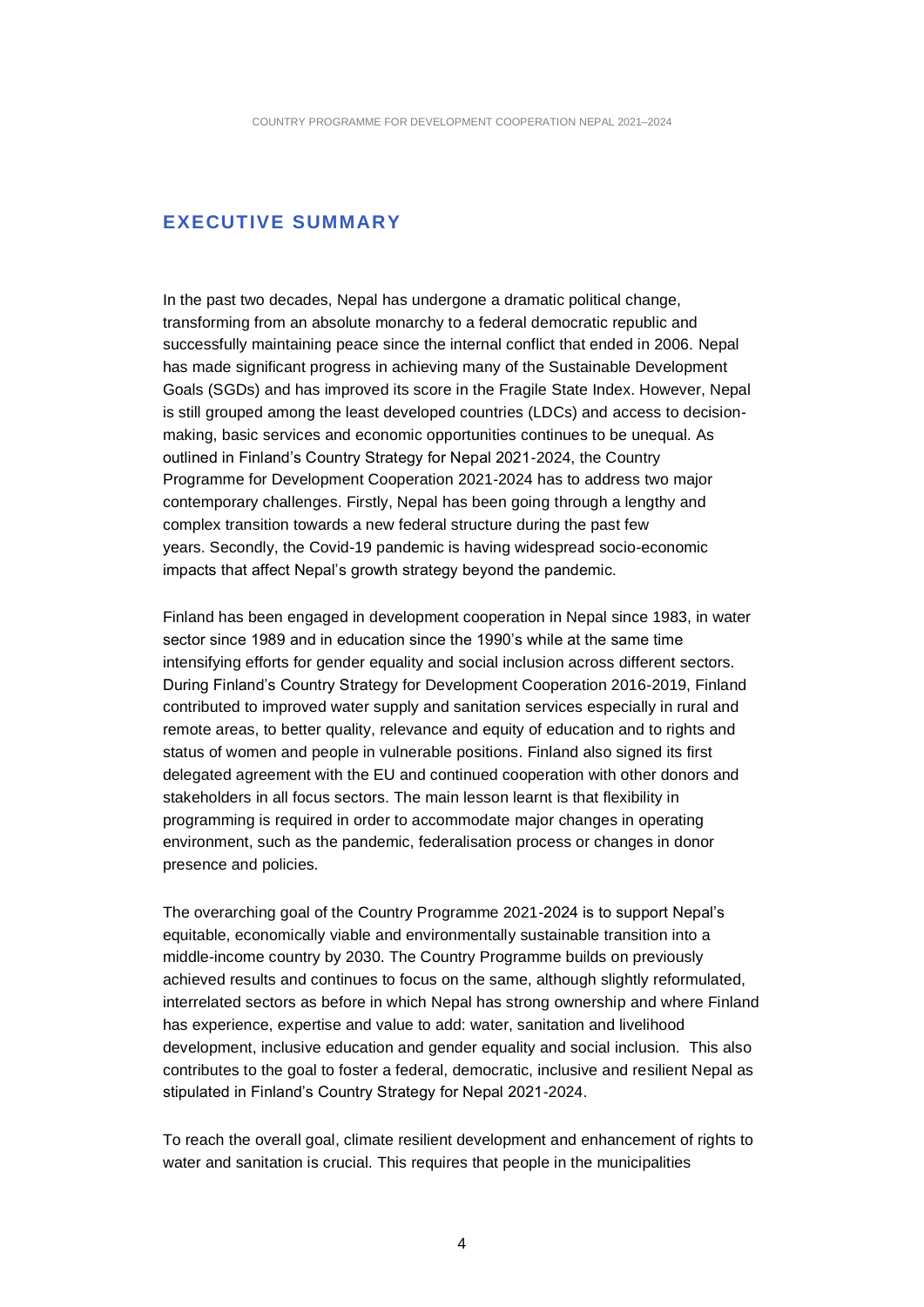## EXECUTIVE SUMMARY

In the past two decades, Nepal has undergone a dramatic political change, transforming from an absolute monarchy to a federal democratic republic and successfully maintaining peace since the internal conflict that ended in 2006. Nepal has made significant progress in achieving many of the Sustainable Development Goals (SGDs) and has improved its score in the Fragile State Index. However, Nepal is still grouped among the least developed countries (LDCs) and access to decision-making, basic services and economic opportunities continues to be unequal. As outlined in Finland's Country Strategy for Nepal 2021-2024, the Country Programme for Development Cooperation 2021-2024 has to address two major contemporary challenges. Firstly, Nepal has been going through a lengthy and complex transition towards a new federal structure during the past few years. Secondly, the Covid-19 pandemic is having widespread socio-economic impacts that affect Nepal's growth strategy beyond the pandemic.

Finland has been engaged in development cooperation in Nepal since 1983, in water sector since 1989 and in education since the 1990's while at the same time intensifying efforts for gender equality and social inclusion across different sectors. During Finland's Country Strategy for Development Cooperation 2016-2019, Finland contributed to improved water supply and sanitation services especially in rural and remote areas, to better quality, relevance and equity of education and to rights and status of women and people in vulnerable positions. Finland also signed its first delegated agreement with the EU and continued cooperation with other donors and stakeholders in all focus sectors. The main lesson learnt is that flexibility in programming is required in order to accommodate major changes in operating environment, such as the pandemic, federalisation process or changes in donor presence and policies.

The overarching goal of the Country Programme 2021-2024 is to support Nepal's equitable, economically viable and environmentally sustainable transition into a middle-income country by 2030. The Country Programme builds on previously achieved results and continues to focus on the same, although slightly reformulated, interrelated sectors as before in which Nepal has strong ownership and where Finland has experience, expertise and value to add: water, sanitation and livelihood development, inclusive education and gender equality and social inclusion. This also contributes to the goal to foster a federal, democratic, inclusive and resilient Nepal as stipulated in Finland's Country Strategy for Nepal 2021-2024.

To reach the overall goal, climate resilient development and enhancement of rights to water and sanitation is crucial. This requires that people in the municipalities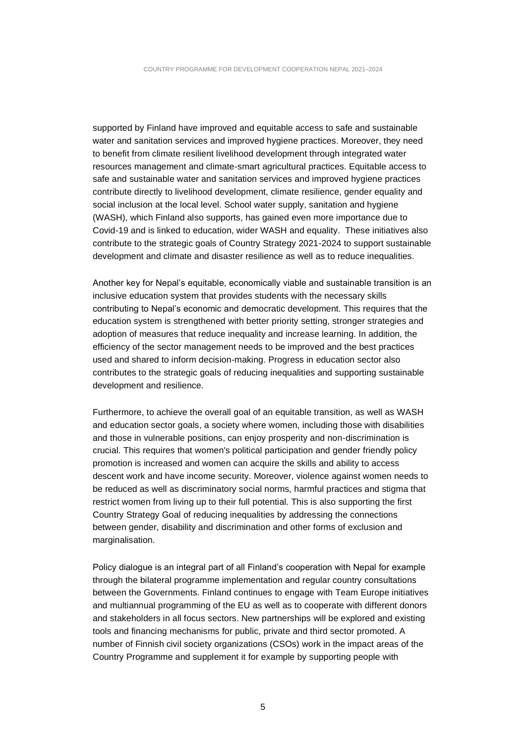supported by Finland have improved and equitable access to safe and sustainable water and sanitation services and improved hygiene practices. Moreover, they need to benefit from climate resilient livelihood development through integrated water resources management and climate-smart agricultural practices. Equitable access to safe and sustainable water and sanitation services and improved hygiene practices contribute directly to livelihood development, climate resilience, gender equality and social inclusion at the local level. School water supply, sanitation and hygiene (WASH), which Finland also supports, has gained even more importance due to Covid-19 and is linked to education, wider WASH and equality. These initiatives also contribute to the strategic goals of Country Strategy 2021-2024 to support sustainable development and climate and disaster resilience as well as to reduce inequalities.

Another key for Nepal's equitable, economically viable and sustainable transition is an inclusive education system that provides students with the necessary skills contributing to Nepal's economic and democratic development. This requires that the education system is strengthened with better priority setting, stronger strategies and adoption of measures that reduce inequality and increase learning. In addition, the efficiency of the sector management needs to be improved and the best practices used and shared to inform decision-making. Progress in education sector also contributes to the strategic goals of reducing inequalities and supporting sustainable development and resilience.

Furthermore, to achieve the overall goal of an equitable transition, as well as WASH and education sector goals, a society where women, including those with disabilities and those in vulnerable positions, can enjoy prosperity and non-discrimination is crucial. This requires that women's political participation and gender friendly policy promotion is increased and women can acquire the skills and ability to access descent work and have income security. Moreover, violence against women needs to be reduced as well as discriminatory social norms, harmful practices and stigma that restrict women from living up to their full potential. This is also supporting the first Country Strategy Goal of reducing inequalities by addressing the connections between gender, disability and discrimination and other forms of exclusion and marginalisation.

Policy dialogue is an integral part of all Finland's cooperation with Nepal for example through the bilateral programme implementation and regular country consultations between the Governments. Finland continues to engage with Team Europe initiatives and multiannual programming of the EU as well as to cooperate with different donors and stakeholders in all focus sectors. New partnerships will be explored and existing tools and financing mechanisms for public, private and third sector promoted. A number of Finnish civil society organizations (CSOs) work in the impact areas of the Country Programme and supplement it for example by supporting people with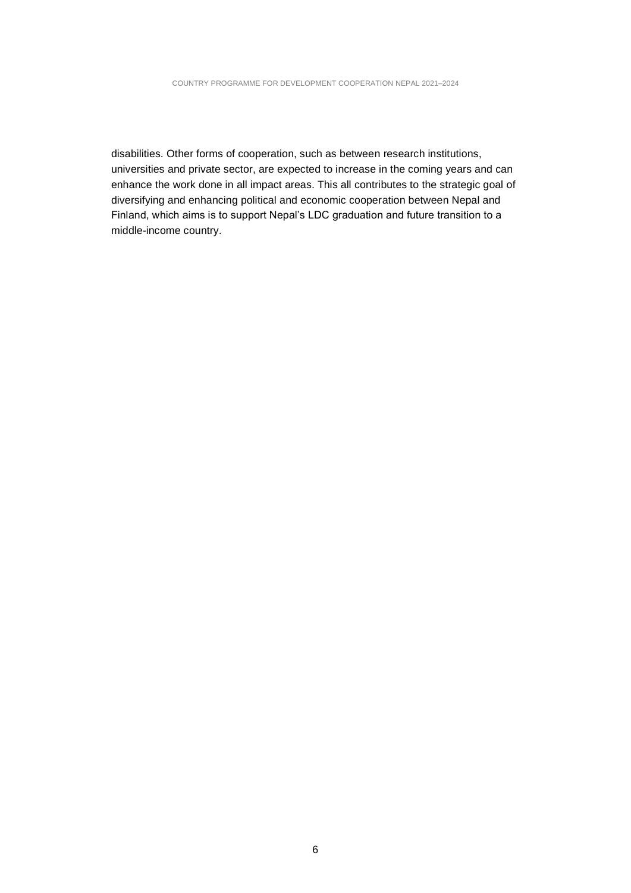disabilities. Other forms of cooperation, such as between research institutions, universities and private sector, are expected to increase in the coming years and can enhance the work done in all impact areas. This all contributes to the strategic goal of diversifying and enhancing political and economic cooperation between Nepal and Finland, which aims is to support Nepal's LDC graduation and future transition to a middle-income country.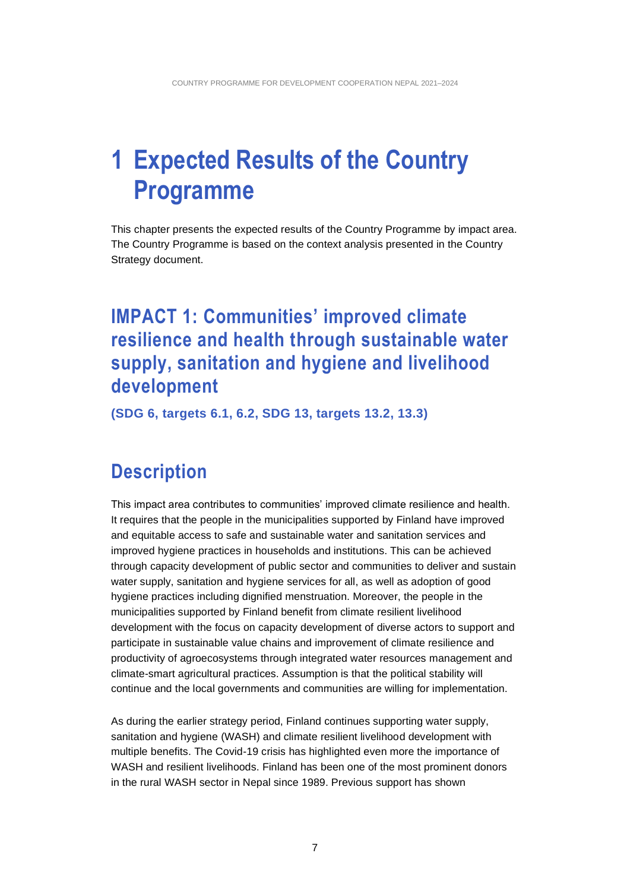# 1 Expected Results of the Country Programme

This chapter presents the expected results of the Country Programme by impact area. The Country Programme is based on the context analysis presented in the Country Strategy document.

## IMPACT 1: Communities' improved climate resilience and health through sustainable water supply, sanitation and hygiene and livelihood development

**(SDG 6, targets 6.1, 6.2, SDG 13, targets 13.2, 13.3)**

## Description

This impact area contributes to communities' improved climate resilience and health. It requires that the people in the municipalities supported by Finland have improved and equitable access to safe and sustainable water and sanitation services and improved hygiene practices in households and institutions. This can be achieved through capacity development of public sector and communities to deliver and sustain water supply, sanitation and hygiene services for all, as well as adoption of good hygiene practices including dignified menstruation. Moreover, the people in the municipalities supported by Finland benefit from climate resilient livelihood development with the focus on capacity development of diverse actors to support and participate in sustainable value chains and improvement of climate resilience and productivity of agroecosystems through integrated water resources management and climate-smart agricultural practices. Assumption is that the political stability will continue and the local governments and communities are willing for implementation.

As during the earlier strategy period, Finland continues supporting water supply, sanitation and hygiene (WASH) and climate resilient livelihood development with multiple benefits. The Covid-19 crisis has highlighted even more the importance of WASH and resilient livelihoods. Finland has been one of the most prominent donors in the rural WASH sector in Nepal since 1989. Previous support has shown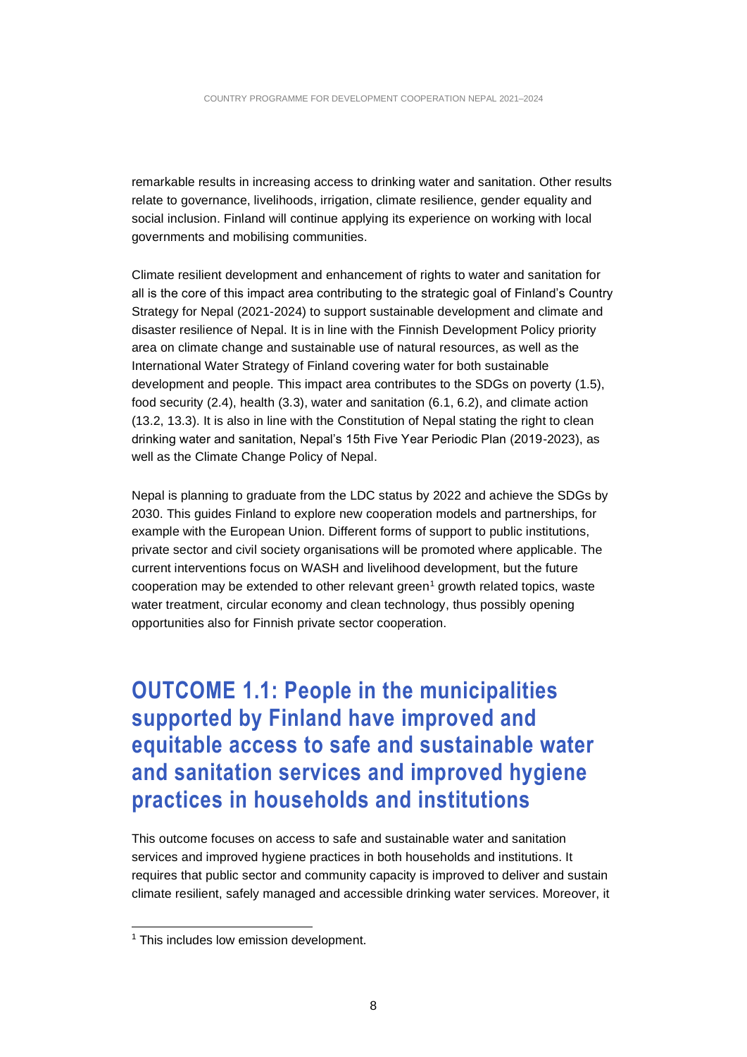remarkable results in increasing access to drinking water and sanitation. Other results relate to governance, livelihoods, irrigation, climate resilience, gender equality and social inclusion. Finland will continue applying its experience on working with local governments and mobilising communities.

Climate resilient development and enhancement of rights to water and sanitation for all is the core of this impact area contributing to the strategic goal of Finland's Country Strategy for Nepal (2021-2024) to support sustainable development and climate and disaster resilience of Nepal. It is in line with the Finnish Development Policy priority area on climate change and sustainable use of natural resources, as well as the International Water Strategy of Finland covering water for both sustainable development and people. This impact area contributes to the SDGs on poverty (1.5), food security (2.4), health (3.3), water and sanitation (6.1, 6.2), and climate action (13.2, 13.3). It is also in line with the Constitution of Nepal stating the right to clean drinking water and sanitation, Nepal's 15th Five Year Periodic Plan (2019-2023), as well as the Climate Change Policy of Nepal.

Nepal is planning to graduate from the LDC status by 2022 and achieve the SDGs by 2030. This guides Finland to explore new cooperation models and partnerships, for example with the European Union. Different forms of support to public institutions, private sector and civil society organisations will be promoted where applicable. The current interventions focus on WASH and livelihood development, but the future cooperation may be extended to other relevant green[1] growth related topics, waste water treatment, circular economy and clean technology, thus possibly opening opportunities also for Finnish private sector cooperation.

## OUTCOME 1.1: People in the municipalities supported by Finland have improved and equitable access to safe and sustainable water and sanitation services and improved hygiene practices in households and institutions

This outcome focuses on access to safe and sustainable water and sanitation services and improved hygiene practices in both households and institutions. It requires that public sector and community capacity is improved to deliver and sustain climate resilient, safely managed and accessible drinking water services. Moreover, it

[1] This includes low emission development.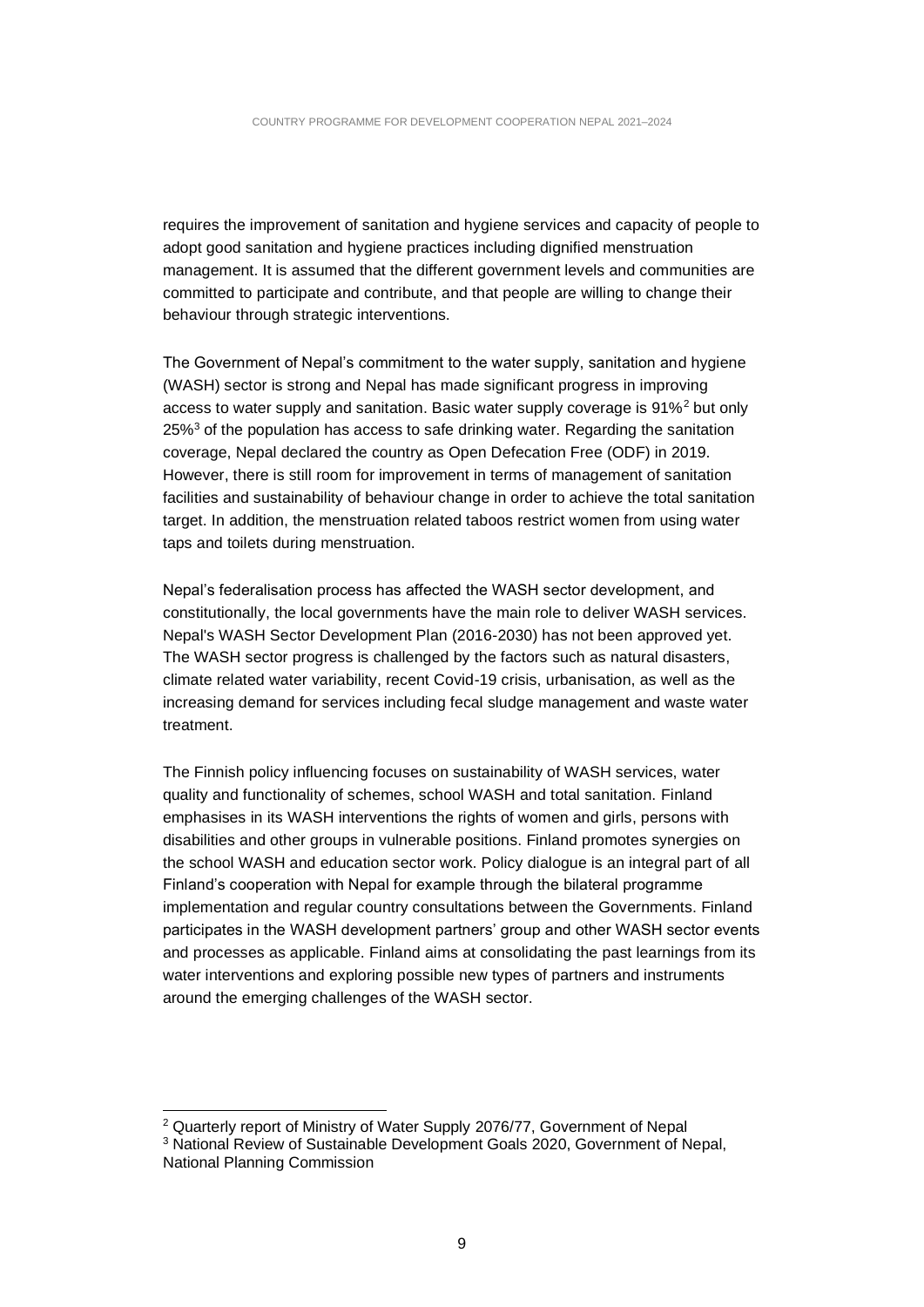requires the improvement of sanitation and hygiene services and capacity of people to adopt good sanitation and hygiene practices including dignified menstruation management. It is assumed that the different government levels and communities are committed to participate and contribute, and that people are willing to change their behaviour through strategic interventions.

The Government of Nepal's commitment to the water supply, sanitation and hygiene (WASH) sector is strong and Nepal has made significant progress in improving access to water supply and sanitation. Basic water supply coverage is 91%[2] but only 25%[3] of the population has access to safe drinking water. Regarding the sanitation coverage, Nepal declared the country as Open Defecation Free (ODF) in 2019. However, there is still room for improvement in terms of management of sanitation facilities and sustainability of behaviour change in order to achieve the total sanitation target. In addition, the menstruation related taboos restrict women from using water taps and toilets during menstruation.

Nepal's federalisation process has affected the WASH sector development, and constitutionally, the local governments have the main role to deliver WASH services. Nepal's WASH Sector Development Plan (2016-2030) has not been approved yet. The WASH sector progress is challenged by the factors such as natural disasters, climate related water variability, recent Covid-19 crisis, urbanisation, as well as the increasing demand for services including fecal sludge management and waste water treatment.

The Finnish policy influencing focuses on sustainability of WASH services, water quality and functionality of schemes, school WASH and total sanitation. Finland emphasises in its WASH interventions the rights of women and girls, persons with disabilities and other groups in vulnerable positions. Finland promotes synergies on the school WASH and education sector work. Policy dialogue is an integral part of all Finland's cooperation with Nepal for example through the bilateral programme implementation and regular country consultations between the Governments. Finland participates in the WASH development partners' group and other WASH sector events and processes as applicable. Finland aims at consolidating the past learnings from its water interventions and exploring possible new types of partners and instruments around the emerging challenges of the WASH sector.

---

[2] Quarterly report of Ministry of Water Supply 2076/77, Government of Nepal

[3] National Review of Sustainable Development Goals 2020, Government of Nepal, National Planning Commission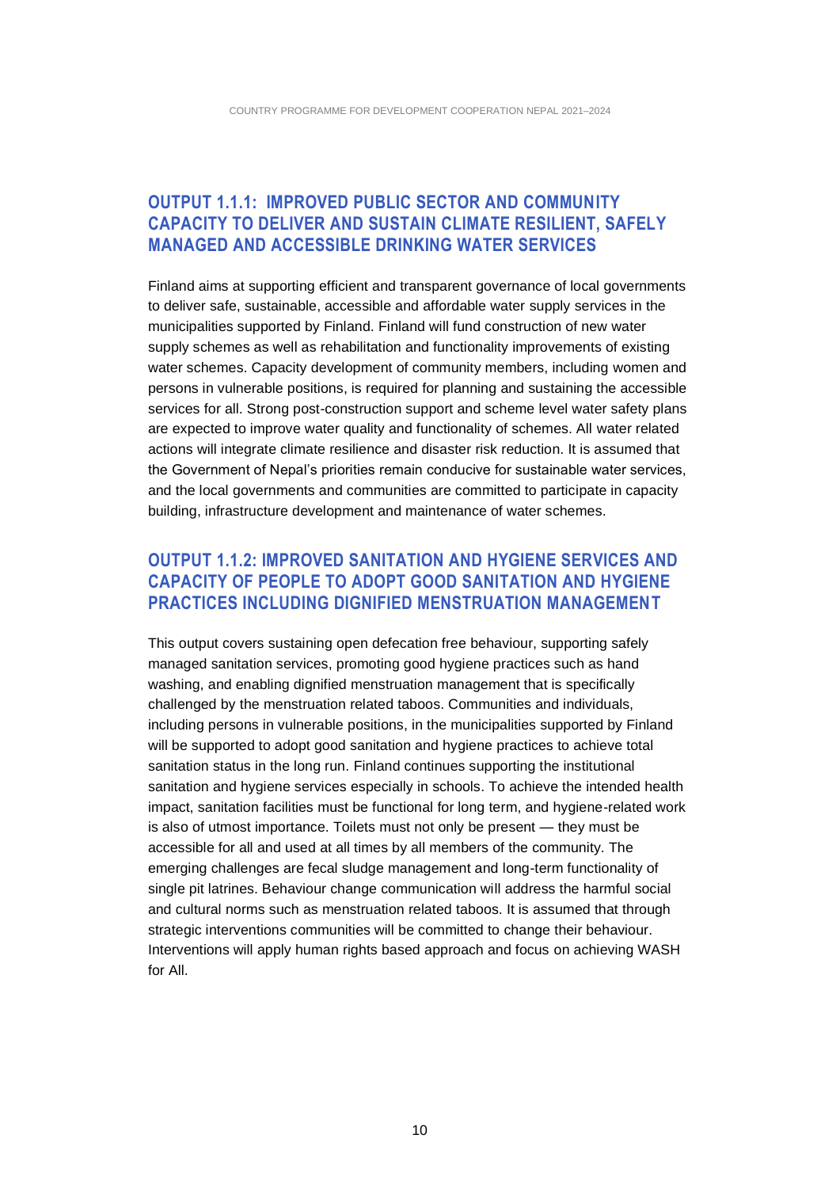## OUTPUT 1.1.1: IMPROVED PUBLIC SECTOR AND COMMUNITY CAPACITY TO DELIVER AND SUSTAIN CLIMATE RESILIENT, SAFELY MANAGED AND ACCESSIBLE DRINKING WATER SERVICES

Finland aims at supporting efficient and transparent governance of local governments to deliver safe, sustainable, accessible and affordable water supply services in the municipalities supported by Finland. Finland will fund construction of new water supply schemes as well as rehabilitation and functionality improvements of existing water schemes. Capacity development of community members, including women and persons in vulnerable positions, is required for planning and sustaining the accessible services for all. Strong post-construction support and scheme level water safety plans are expected to improve water quality and functionality of schemes. All water related actions will integrate climate resilience and disaster risk reduction. It is assumed that the Government of Nepal's priorities remain conducive for sustainable water services, and the local governments and communities are committed to participate in capacity building, infrastructure development and maintenance of water schemes.

## OUTPUT 1.1.2: IMPROVED SANITATION AND HYGIENE SERVICES AND CAPACITY OF PEOPLE TO ADOPT GOOD SANITATION AND HYGIENE PRACTICES INCLUDING DIGNIFIED MENSTRUATION MANAGEMENT

This output covers sustaining open defecation free behaviour, supporting safely managed sanitation services, promoting good hygiene practices such as hand washing, and enabling dignified menstruation management that is specifically challenged by the menstruation related taboos. Communities and individuals, including persons in vulnerable positions, in the municipalities supported by Finland will be supported to adopt good sanitation and hygiene practices to achieve total sanitation status in the long run. Finland continues supporting the institutional sanitation and hygiene services especially in schools. To achieve the intended health impact, sanitation facilities must be functional for long term, and hygiene-related work is also of utmost importance. Toilets must not only be present — they must be accessible for all and used at all times by all members of the community. The emerging challenges are fecal sludge management and long-term functionality of single pit latrines. Behaviour change communication will address the harmful social and cultural norms such as menstruation related taboos. It is assumed that through strategic interventions communities will be committed to change their behaviour. Interventions will apply human rights based approach and focus on achieving WASH for All.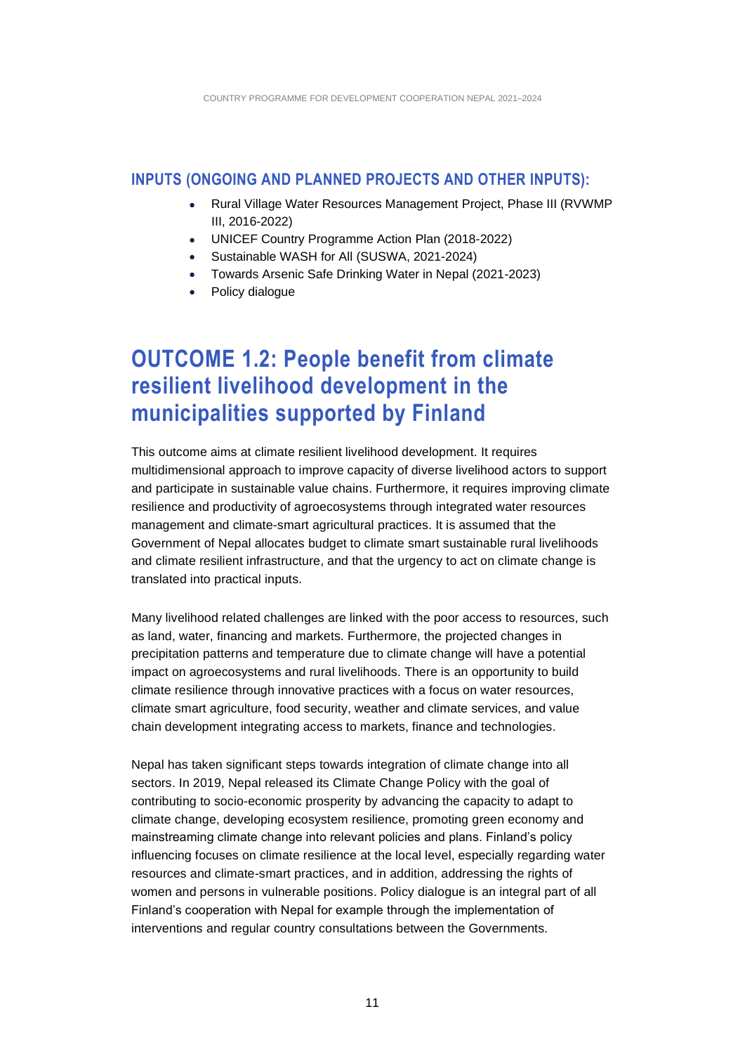### INPUTS (ONGOING AND PLANNED PROJECTS AND OTHER INPUTS):

- Rural Village Water Resources Management Project, Phase III (RVWMP III, 2016-2022)
- UNICEF Country Programme Action Plan (2018-2022)
- Sustainable WASH for All (SUSWA, 2021-2024)
- Towards Arsenic Safe Drinking Water in Nepal (2021-2023)
- Policy dialogue

## OUTCOME 1.2: People benefit from climate resilient livelihood development in the municipalities supported by Finland

This outcome aims at climate resilient livelihood development. It requires multidimensional approach to improve capacity of diverse livelihood actors to support and participate in sustainable value chains. Furthermore, it requires improving climate resilience and productivity of agroecosystems through integrated water resources management and climate-smart agricultural practices. It is assumed that the Government of Nepal allocates budget to climate smart sustainable rural livelihoods and climate resilient infrastructure, and that the urgency to act on climate change is translated into practical inputs.

Many livelihood related challenges are linked with the poor access to resources, such as land, water, financing and markets. Furthermore, the projected changes in precipitation patterns and temperature due to climate change will have a potential impact on agroecosystems and rural livelihoods. There is an opportunity to build climate resilience through innovative practices with a focus on water resources, climate smart agriculture, food security, weather and climate services, and value chain development integrating access to markets, finance and technologies.

Nepal has taken significant steps towards integration of climate change into all sectors. In 2019, Nepal released its Climate Change Policy with the goal of contributing to socio-economic prosperity by advancing the capacity to adapt to climate change, developing ecosystem resilience, promoting green economy and mainstreaming climate change into relevant policies and plans. Finland's policy influencing focuses on climate resilience at the local level, especially regarding water resources and climate-smart practices, and in addition, addressing the rights of women and persons in vulnerable positions. Policy dialogue is an integral part of all Finland's cooperation with Nepal for example through the implementation of interventions and regular country consultations between the Governments.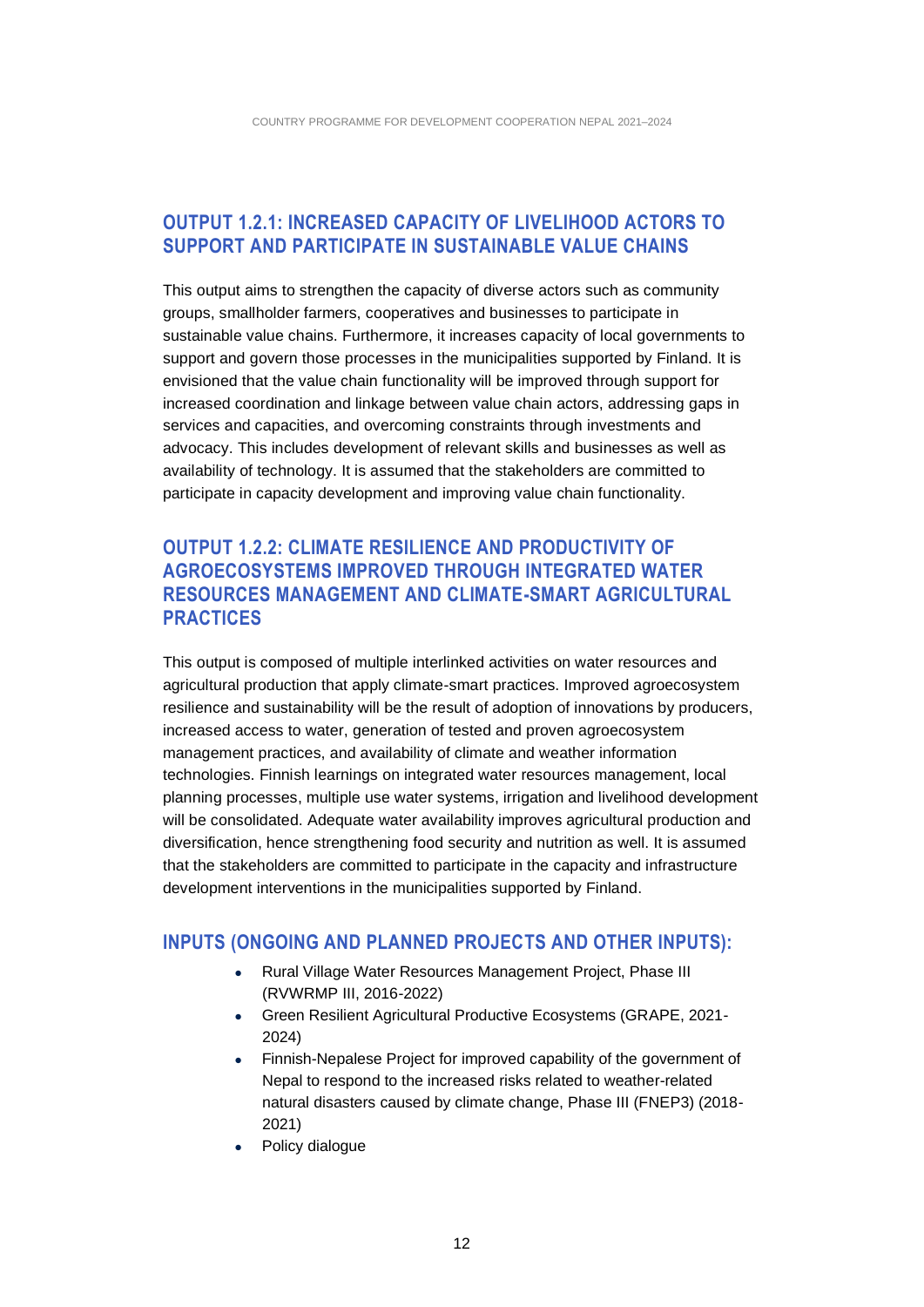### OUTPUT 1.2.1: INCREASED CAPACITY OF LIVELIHOOD ACTORS TO SUPPORT AND PARTICIPATE IN SUSTAINABLE VALUE CHAINS

This output aims to strengthen the capacity of diverse actors such as community groups, smallholder farmers, cooperatives and businesses to participate in sustainable value chains. Furthermore, it increases capacity of local governments to support and govern those processes in the municipalities supported by Finland. It is envisioned that the value chain functionality will be improved through support for increased coordination and linkage between value chain actors, addressing gaps in services and capacities, and overcoming constraints through investments and advocacy. This includes development of relevant skills and businesses as well as availability of technology. It is assumed that the stakeholders are committed to participate in capacity development and improving value chain functionality.

### OUTPUT 1.2.2: CLIMATE RESILIENCE AND PRODUCTIVITY OF AGROECOSYSTEMS IMPROVED THROUGH INTEGRATED WATER RESOURCES MANAGEMENT AND CLIMATE-SMART AGRICULTURAL PRACTICES

This output is composed of multiple interlinked activities on water resources and agricultural production that apply climate-smart practices. Improved agroecosystem resilience and sustainability will be the result of adoption of innovations by producers, increased access to water, generation of tested and proven agroecosystem management practices, and availability of climate and weather information technologies. Finnish learnings on integrated water resources management, local planning processes, multiple use water systems, irrigation and livelihood development will be consolidated. Adequate water availability improves agricultural production and diversification, hence strengthening food security and nutrition as well. It is assumed that the stakeholders are committed to participate in the capacity and infrastructure development interventions in the municipalities supported by Finland.

### INPUTS (ONGOING AND PLANNED PROJECTS AND OTHER INPUTS):

- Rural Village Water Resources Management Project, Phase III (RVWRMP III, 2016-2022)
- Green Resilient Agricultural Productive Ecosystems (GRAPE, 2021-2024)
- Finnish-Nepalese Project for improved capability of the government of Nepal to respond to the increased risks related to weather-related natural disasters caused by climate change, Phase III (FNEP3) (2018-2021)
- Policy dialogue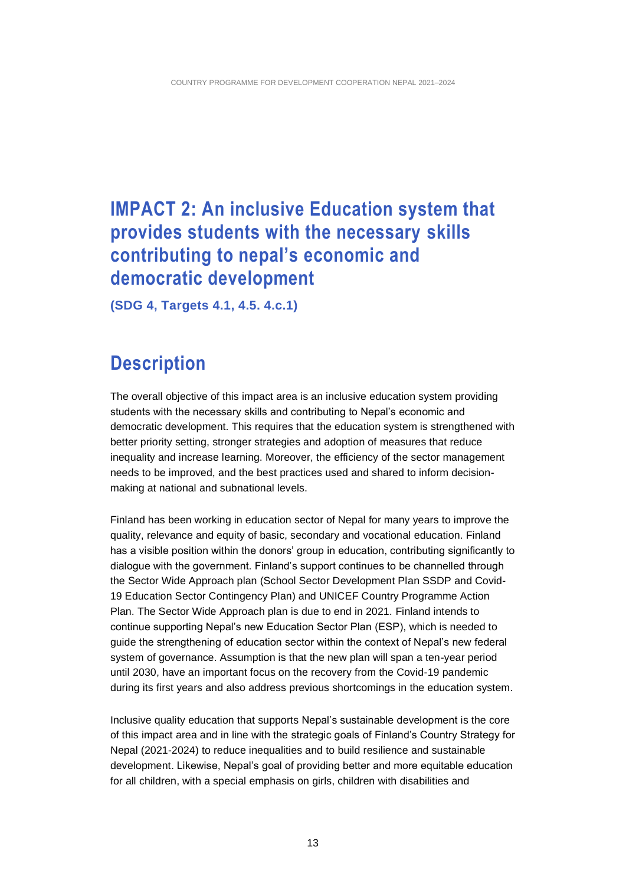# IMPACT 2: An inclusive Education system that provides students with the necessary skills contributing to nepal's economic and democratic development

**(SDG 4, Targets 4.1, 4.5. 4.c.1)**

## Description

The overall objective of this impact area is an inclusive education system providing students with the necessary skills and contributing to Nepal's economic and democratic development. This requires that the education system is strengthened with better priority setting, stronger strategies and adoption of measures that reduce inequality and increase learning. Moreover, the efficiency of the sector management needs to be improved, and the best practices used and shared to inform decision-making at national and subnational levels.

Finland has been working in education sector of Nepal for many years to improve the quality, relevance and equity of basic, secondary and vocational education. Finland has a visible position within the donors' group in education, contributing significantly to dialogue with the government. Finland's support continues to be channelled through the Sector Wide Approach plan (School Sector Development Plan SSDP and Covid-19 Education Sector Contingency Plan) and UNICEF Country Programme Action Plan. The Sector Wide Approach plan is due to end in 2021. Finland intends to continue supporting Nepal's new Education Sector Plan (ESP), which is needed to guide the strengthening of education sector within the context of Nepal's new federal system of governance. Assumption is that the new plan will span a ten-year period until 2030, have an important focus on the recovery from the Covid-19 pandemic during its first years and also address previous shortcomings in the education system.

Inclusive quality education that supports Nepal's sustainable development is the core of this impact area and in line with the strategic goals of Finland's Country Strategy for Nepal (2021-2024) to reduce inequalities and to build resilience and sustainable development. Likewise, Nepal's goal of providing better and more equitable education for all children, with a special emphasis on girls, children with disabilities and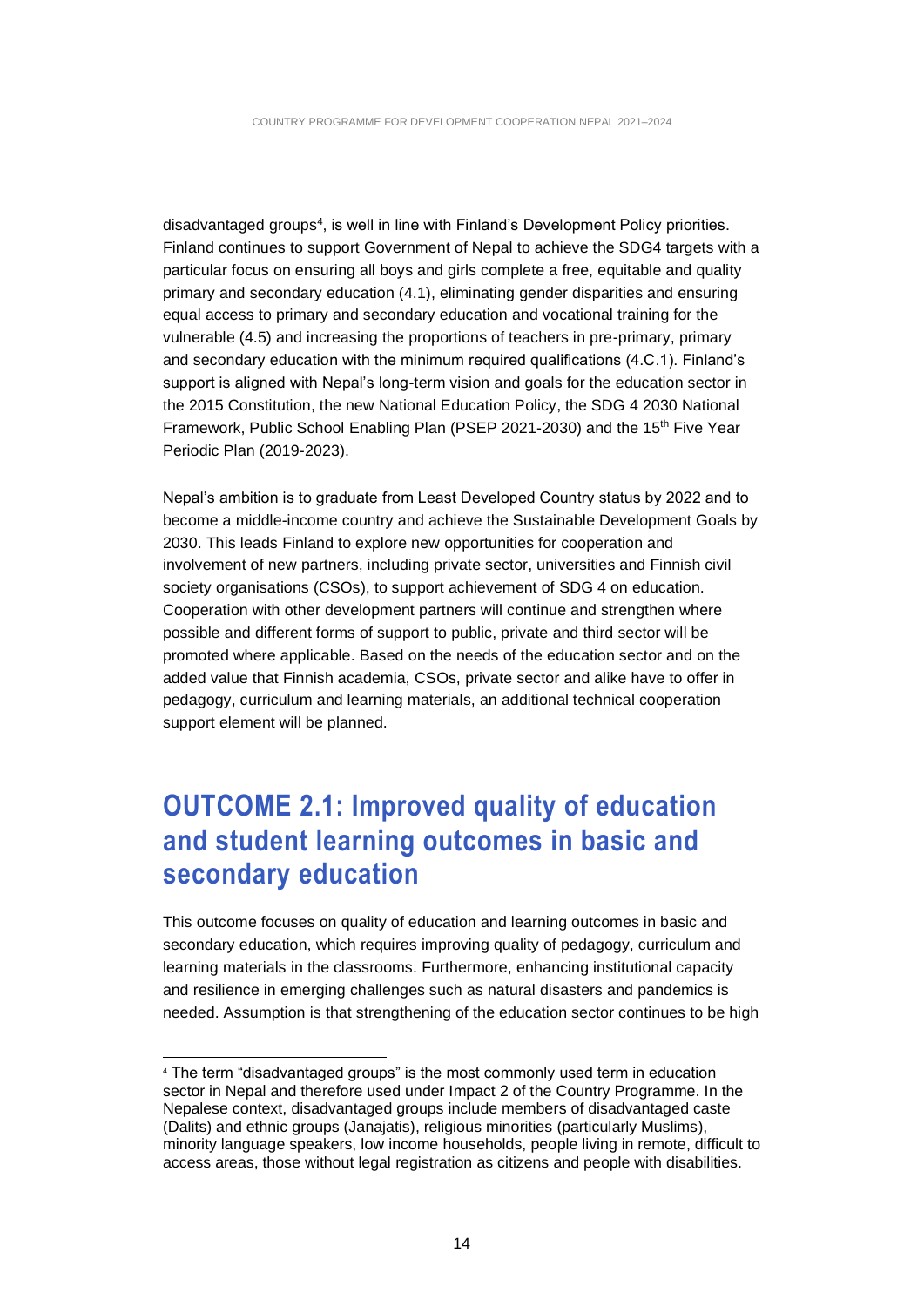disadvantaged groups[4], is well in line with Finland's Development Policy priorities. Finland continues to support Government of Nepal to achieve the SDG4 targets with a particular focus on ensuring all boys and girls complete a free, equitable and quality primary and secondary education (4.1), eliminating gender disparities and ensuring equal access to primary and secondary education and vocational training for the vulnerable (4.5) and increasing the proportions of teachers in pre-primary, primary and secondary education with the minimum required qualifications (4.C.1). Finland's support is aligned with Nepal's long-term vision and goals for the education sector in the 2015 Constitution, the new National Education Policy, the SDG 4 2030 National Framework, Public School Enabling Plan (PSEP 2021-2030) and the 15th Five Year Periodic Plan (2019-2023).

Nepal's ambition is to graduate from Least Developed Country status by 2022 and to become a middle-income country and achieve the Sustainable Development Goals by 2030. This leads Finland to explore new opportunities for cooperation and involvement of new partners, including private sector, universities and Finnish civil society organisations (CSOs), to support achievement of SDG 4 on education. Cooperation with other development partners will continue and strengthen where possible and different forms of support to public, private and third sector will be promoted where applicable. Based on the needs of the education sector and on the added value that Finnish academia, CSOs, private sector and alike have to offer in pedagogy, curriculum and learning materials, an additional technical cooperation support element will be planned.

## OUTCOME 2.1: Improved quality of education and student learning outcomes in basic and secondary education

This outcome focuses on quality of education and learning outcomes in basic and secondary education, which requires improving quality of pedagogy, curriculum and learning materials in the classrooms. Furthermore, enhancing institutional capacity and resilience in emerging challenges such as natural disasters and pandemics is needed. Assumption is that strengthening of the education sector continues to be high

[4] The term "disadvantaged groups" is the most commonly used term in education sector in Nepal and therefore used under Impact 2 of the Country Programme. In the Nepalese context, disadvantaged groups include members of disadvantaged caste (Dalits) and ethnic groups (Janajatis), religious minorities (particularly Muslims), minority language speakers, low income households, people living in remote, difficult to access areas, those without legal registration as citizens and people with disabilities.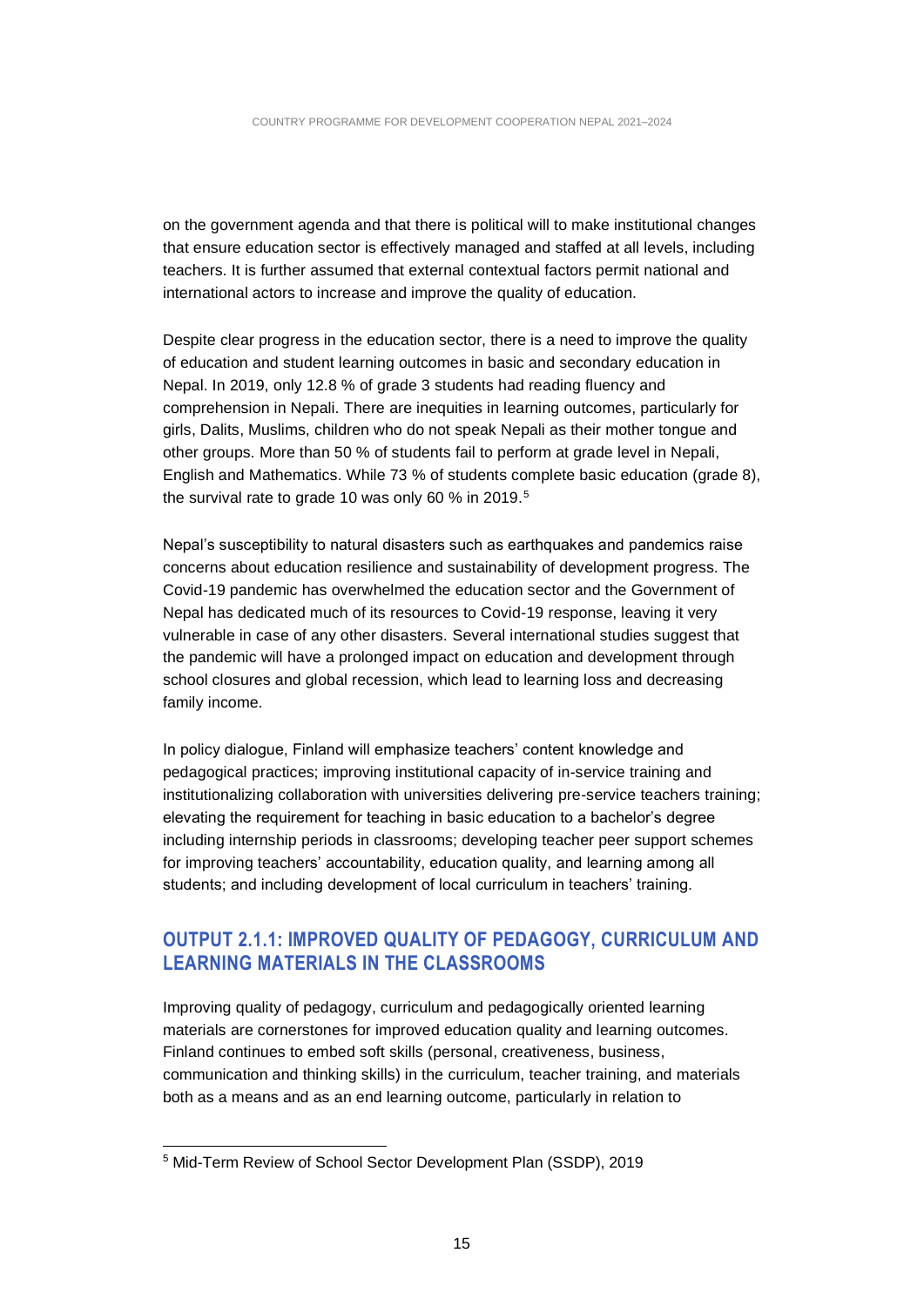on the government agenda and that there is political will to make institutional changes that ensure education sector is effectively managed and staffed at all levels, including teachers. It is further assumed that external contextual factors permit national and international actors to increase and improve the quality of education.

Despite clear progress in the education sector, there is a need to improve the quality of education and student learning outcomes in basic and secondary education in Nepal. In 2019, only 12.8 % of grade 3 students had reading fluency and comprehension in Nepali. There are inequities in learning outcomes, particularly for girls, Dalits, Muslims, children who do not speak Nepali as their mother tongue and other groups. More than 50 % of students fail to perform at grade level in Nepali, English and Mathematics. While 73 % of students complete basic education (grade 8), the survival rate to grade 10 was only 60 % in 2019.[5]

Nepal's susceptibility to natural disasters such as earthquakes and pandemics raise concerns about education resilience and sustainability of development progress. The Covid-19 pandemic has overwhelmed the education sector and the Government of Nepal has dedicated much of its resources to Covid-19 response, leaving it very vulnerable in case of any other disasters. Several international studies suggest that the pandemic will have a prolonged impact on education and development through school closures and global recession, which lead to learning loss and decreasing family income.

In policy dialogue, Finland will emphasize teachers' content knowledge and pedagogical practices; improving institutional capacity of in-service training and institutionalizing collaboration with universities delivering pre-service teachers training; elevating the requirement for teaching in basic education to a bachelor's degree including internship periods in classrooms; developing teacher peer support schemes for improving teachers' accountability, education quality, and learning among all students; and including development of local curriculum in teachers' training.

## OUTPUT 2.1.1: IMPROVED QUALITY OF PEDAGOGY, CURRICULUM AND LEARNING MATERIALS IN THE CLASSROOMS

Improving quality of pedagogy, curriculum and pedagogically oriented learning materials are cornerstones for improved education quality and learning outcomes. Finland continues to embed soft skills (personal, creativeness, business, communication and thinking skills) in the curriculum, teacher training, and materials both as a means and as an end learning outcome, particularly in relation to

[5] Mid-Term Review of School Sector Development Plan (SSDP), 2019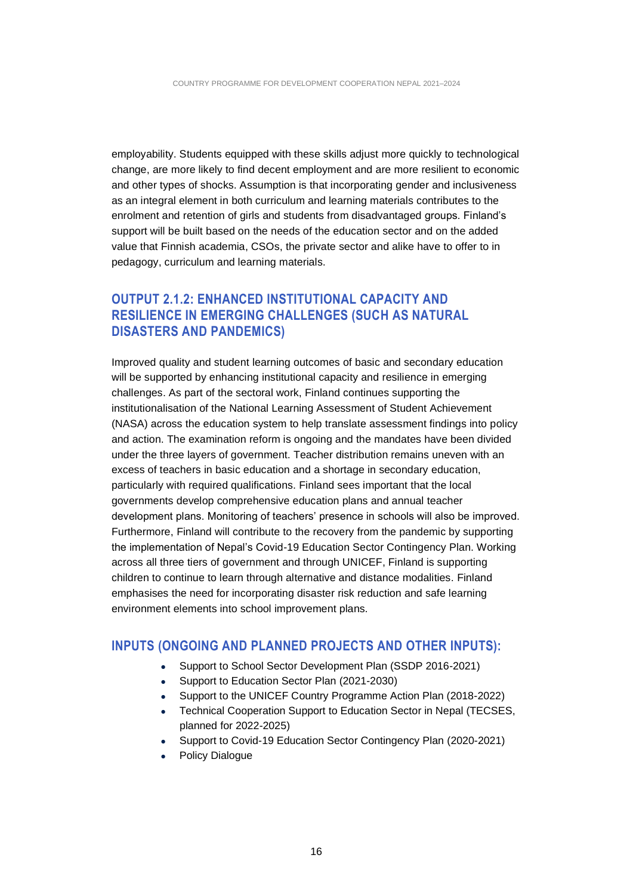employability. Students equipped with these skills adjust more quickly to technological change, are more likely to find decent employment and are more resilient to economic and other types of shocks. Assumption is that incorporating gender and inclusiveness as an integral element in both curriculum and learning materials contributes to the enrolment and retention of girls and students from disadvantaged groups. Finland's support will be built based on the needs of the education sector and on the added value that Finnish academia, CSOs, the private sector and alike have to offer to in pedagogy, curriculum and learning materials.

## OUTPUT 2.1.2: ENHANCED INSTITUTIONAL CAPACITY AND RESILIENCE IN EMERGING CHALLENGES (SUCH AS NATURAL DISASTERS AND PANDEMICS)

Improved quality and student learning outcomes of basic and secondary education will be supported by enhancing institutional capacity and resilience in emerging challenges. As part of the sectoral work, Finland continues supporting the institutionalisation of the National Learning Assessment of Student Achievement (NASA) across the education system to help translate assessment findings into policy and action. The examination reform is ongoing and the mandates have been divided under the three layers of government. Teacher distribution remains uneven with an excess of teachers in basic education and a shortage in secondary education, particularly with required qualifications. Finland sees important that the local governments develop comprehensive education plans and annual teacher development plans. Monitoring of teachers' presence in schools will also be improved. Furthermore, Finland will contribute to the recovery from the pandemic by supporting the implementation of Nepal's Covid-19 Education Sector Contingency Plan. Working across all three tiers of government and through UNICEF, Finland is supporting children to continue to learn through alternative and distance modalities. Finland emphasises the need for incorporating disaster risk reduction and safe learning environment elements into school improvement plans.

## INPUTS (ONGOING AND PLANNED PROJECTS AND OTHER INPUTS):

- Support to School Sector Development Plan (SSDP 2016-2021)
- Support to Education Sector Plan (2021-2030)
- Support to the UNICEF Country Programme Action Plan (2018-2022)
- Technical Cooperation Support to Education Sector in Nepal (TECSES, planned for 2022-2025)
- Support to Covid-19 Education Sector Contingency Plan (2020-2021)
- Policy Dialogue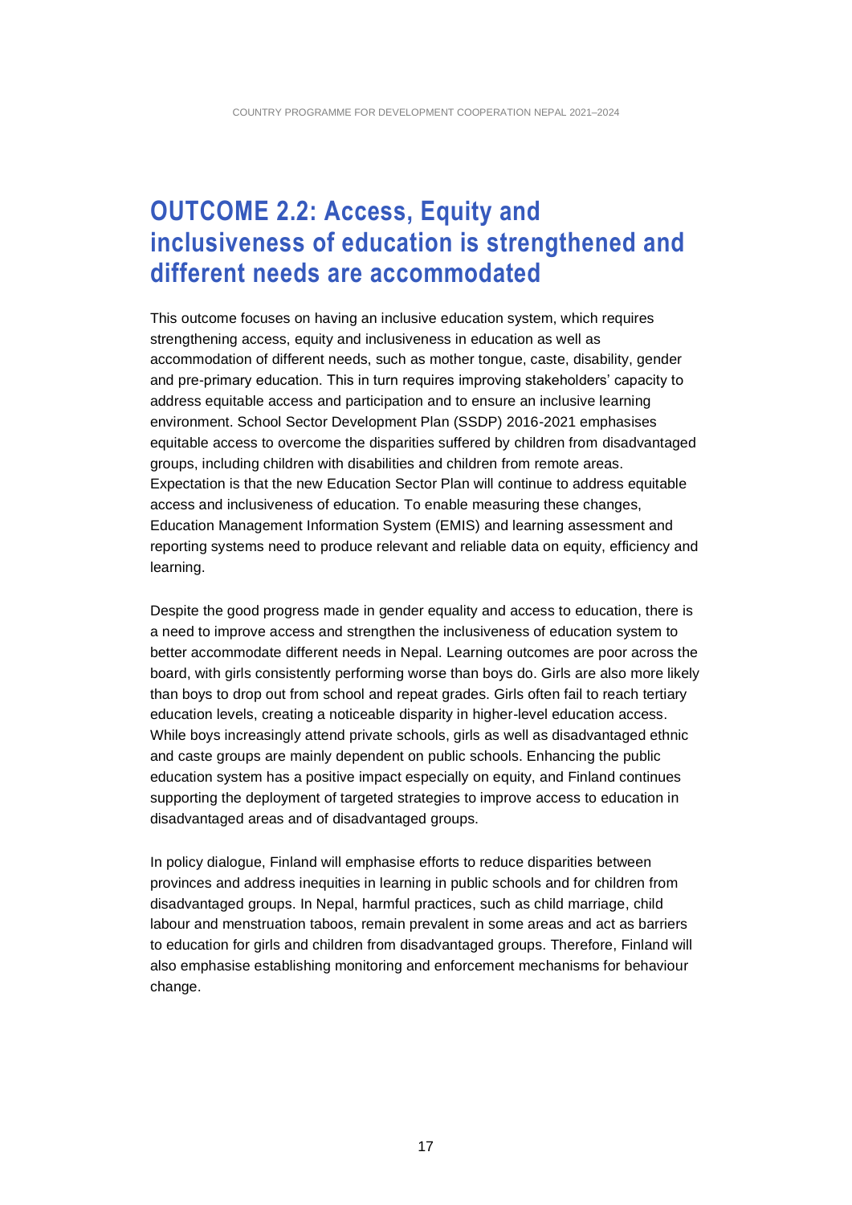# OUTCOME 2.2: Access, Equity and inclusiveness of education is strengthened and different needs are accommodated

This outcome focuses on having an inclusive education system, which requires strengthening access, equity and inclusiveness in education as well as accommodation of different needs, such as mother tongue, caste, disability, gender and pre-primary education. This in turn requires improving stakeholders' capacity to address equitable access and participation and to ensure an inclusive learning environment. School Sector Development Plan (SSDP) 2016-2021 emphasises equitable access to overcome the disparities suffered by children from disadvantaged groups, including children with disabilities and children from remote areas. Expectation is that the new Education Sector Plan will continue to address equitable access and inclusiveness of education. To enable measuring these changes, Education Management Information System (EMIS) and learning assessment and reporting systems need to produce relevant and reliable data on equity, efficiency and learning.

Despite the good progress made in gender equality and access to education, there is a need to improve access and strengthen the inclusiveness of education system to better accommodate different needs in Nepal. Learning outcomes are poor across the board, with girls consistently performing worse than boys do. Girls are also more likely than boys to drop out from school and repeat grades. Girls often fail to reach tertiary education levels, creating a noticeable disparity in higher-level education access. While boys increasingly attend private schools, girls as well as disadvantaged ethnic and caste groups are mainly dependent on public schools. Enhancing the public education system has a positive impact especially on equity, and Finland continues supporting the deployment of targeted strategies to improve access to education in disadvantaged areas and of disadvantaged groups.

In policy dialogue, Finland will emphasise efforts to reduce disparities between provinces and address inequities in learning in public schools and for children from disadvantaged groups. In Nepal, harmful practices, such as child marriage, child labour and menstruation taboos, remain prevalent in some areas and act as barriers to education for girls and children from disadvantaged groups. Therefore, Finland will also emphasise establishing monitoring and enforcement mechanisms for behaviour change.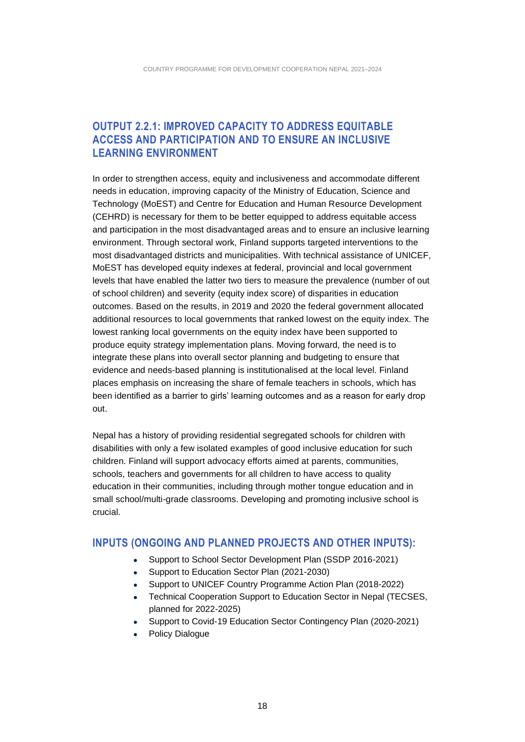### OUTPUT 2.2.1: IMPROVED CAPACITY TO ADDRESS EQUITABLE ACCESS AND PARTICIPATION AND TO ENSURE AN INCLUSIVE LEARNING ENVIRONMENT

In order to strengthen access, equity and inclusiveness and accommodate different needs in education, improving capacity of the Ministry of Education, Science and Technology (MoEST) and Centre for Education and Human Resource Development (CEHRD) is necessary for them to be better equipped to address equitable access and participation in the most disadvantaged areas and to ensure an inclusive learning environment. Through sectoral work, Finland supports targeted interventions to the most disadvantaged districts and municipalities. With technical assistance of UNICEF, MoEST has developed equity indexes at federal, provincial and local government levels that have enabled the latter two tiers to measure the prevalence (number of out of school children) and severity (equity index score) of disparities in education outcomes. Based on the results, in 2019 and 2020 the federal government allocated additional resources to local governments that ranked lowest on the equity index. The lowest ranking local governments on the equity index have been supported to produce equity strategy implementation plans. Moving forward, the need is to integrate these plans into overall sector planning and budgeting to ensure that evidence and needs-based planning is institutionalised at the local level. Finland places emphasis on increasing the share of female teachers in schools, which has been identified as a barrier to girls' learning outcomes and as a reason for early drop out.

Nepal has a history of providing residential segregated schools for children with disabilities with only a few isolated examples of good inclusive education for such children. Finland will support advocacy efforts aimed at parents, communities, schools, teachers and governments for all children to have access to quality education in their communities, including through mother tongue education and in small school/multi-grade classrooms. Developing and promoting inclusive school is crucial.

### INPUTS (ONGOING AND PLANNED PROJECTS AND OTHER INPUTS):

- Support to School Sector Development Plan (SSDP 2016-2021)
- Support to Education Sector Plan (2021-2030)
- Support to UNICEF Country Programme Action Plan (2018-2022)
- Technical Cooperation Support to Education Sector in Nepal (TECSES, planned for 2022-2025)
- Support to Covid-19 Education Sector Contingency Plan (2020-2021)
- Policy Dialogue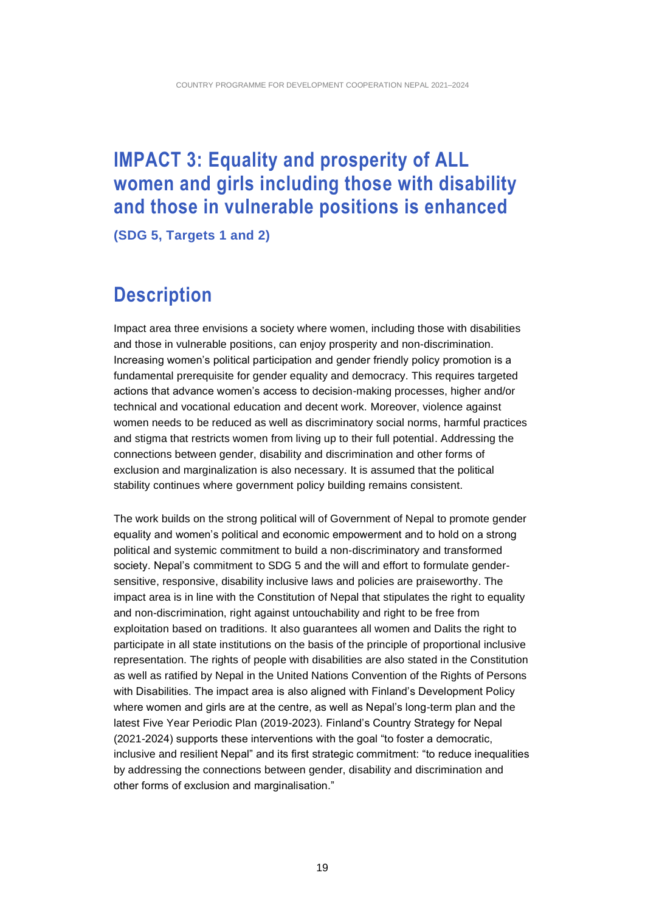# IMPACT 3: Equality and prosperity of ALL women and girls including those with disability and those in vulnerable positions is enhanced

**(SDG 5, Targets 1 and 2)**

## Description

Impact area three envisions a society where women, including those with disabilities and those in vulnerable positions, can enjoy prosperity and non-discrimination. Increasing women's political participation and gender friendly policy promotion is a fundamental prerequisite for gender equality and democracy. This requires targeted actions that advance women's access to decision-making processes, higher and/or technical and vocational education and decent work. Moreover, violence against women needs to be reduced as well as discriminatory social norms, harmful practices and stigma that restricts women from living up to their full potential. Addressing the connections between gender, disability and discrimination and other forms of exclusion and marginalization is also necessary. It is assumed that the political stability continues where government policy building remains consistent.

The work builds on the strong political will of Government of Nepal to promote gender equality and women's political and economic empowerment and to hold on a strong political and systemic commitment to build a non-discriminatory and transformed society. Nepal's commitment to SDG 5 and the will and effort to formulate gender-sensitive, responsive, disability inclusive laws and policies are praiseworthy. The impact area is in line with the Constitution of Nepal that stipulates the right to equality and non-discrimination, right against untouchability and right to be free from exploitation based on traditions. It also guarantees all women and Dalits the right to participate in all state institutions on the basis of the principle of proportional inclusive representation. The rights of people with disabilities are also stated in the Constitution as well as ratified by Nepal in the United Nations Convention of the Rights of Persons with Disabilities. The impact area is also aligned with Finland's Development Policy where women and girls are at the centre, as well as Nepal's long-term plan and the latest Five Year Periodic Plan (2019-2023). Finland's Country Strategy for Nepal (2021-2024) supports these interventions with the goal "to foster a democratic, inclusive and resilient Nepal" and its first strategic commitment: "to reduce inequalities by addressing the connections between gender, disability and discrimination and other forms of exclusion and marginalisation."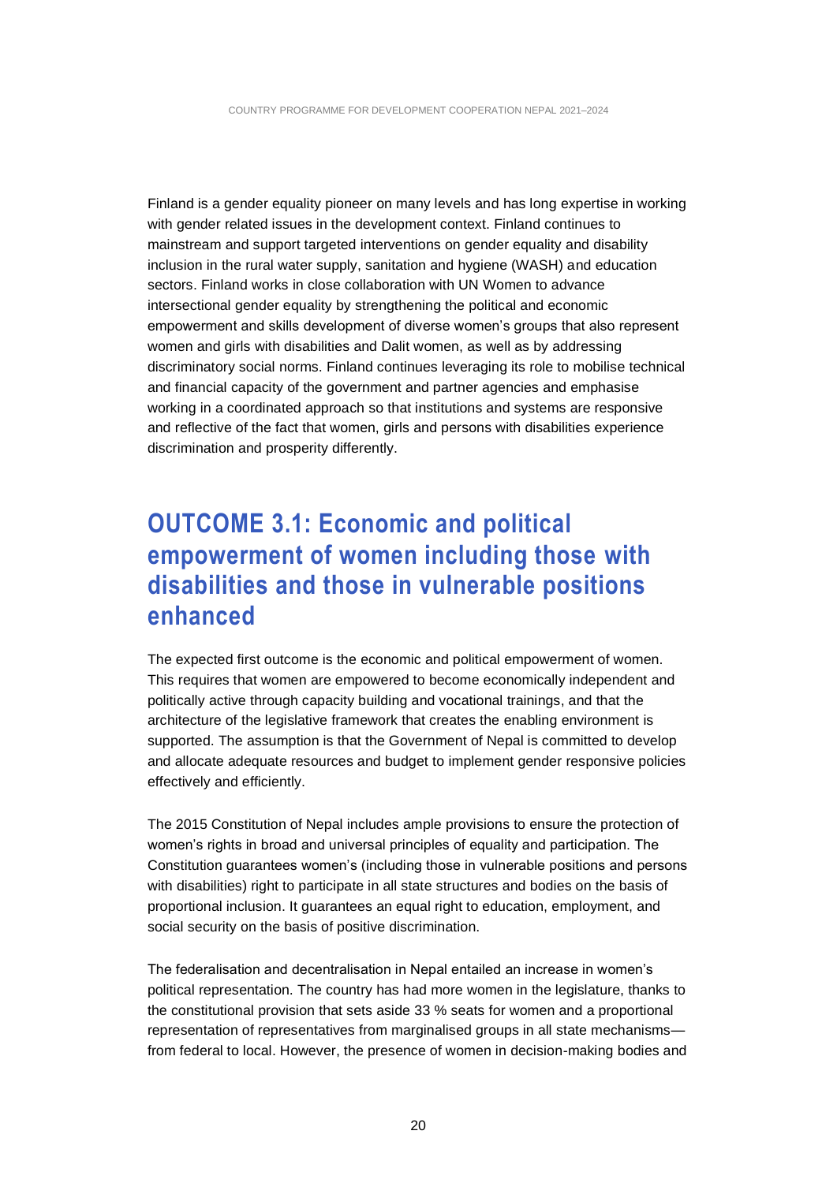Finland is a gender equality pioneer on many levels and has long expertise in working with gender related issues in the development context. Finland continues to mainstream and support targeted interventions on gender equality and disability inclusion in the rural water supply, sanitation and hygiene (WASH) and education sectors. Finland works in close collaboration with UN Women to advance intersectional gender equality by strengthening the political and economic empowerment and skills development of diverse women's groups that also represent women and girls with disabilities and Dalit women, as well as by addressing discriminatory social norms. Finland continues leveraging its role to mobilise technical and financial capacity of the government and partner agencies and emphasise working in a coordinated approach so that institutions and systems are responsive and reflective of the fact that women, girls and persons with disabilities experience discrimination and prosperity differently.

## OUTCOME 3.1: Economic and political empowerment of women including those with disabilities and those in vulnerable positions enhanced

The expected first outcome is the economic and political empowerment of women. This requires that women are empowered to become economically independent and politically active through capacity building and vocational trainings, and that the architecture of the legislative framework that creates the enabling environment is supported. The assumption is that the Government of Nepal is committed to develop and allocate adequate resources and budget to implement gender responsive policies effectively and efficiently.

The 2015 Constitution of Nepal includes ample provisions to ensure the protection of women's rights in broad and universal principles of equality and participation. The Constitution guarantees women's (including those in vulnerable positions and persons with disabilities) right to participate in all state structures and bodies on the basis of proportional inclusion. It guarantees an equal right to education, employment, and social security on the basis of positive discrimination.

The federalisation and decentralisation in Nepal entailed an increase in women's political representation. The country has had more women in the legislature, thanks to the constitutional provision that sets aside 33 % seats for women and a proportional representation of representatives from marginalised groups in all state mechanisms—from federal to local. However, the presence of women in decision-making bodies and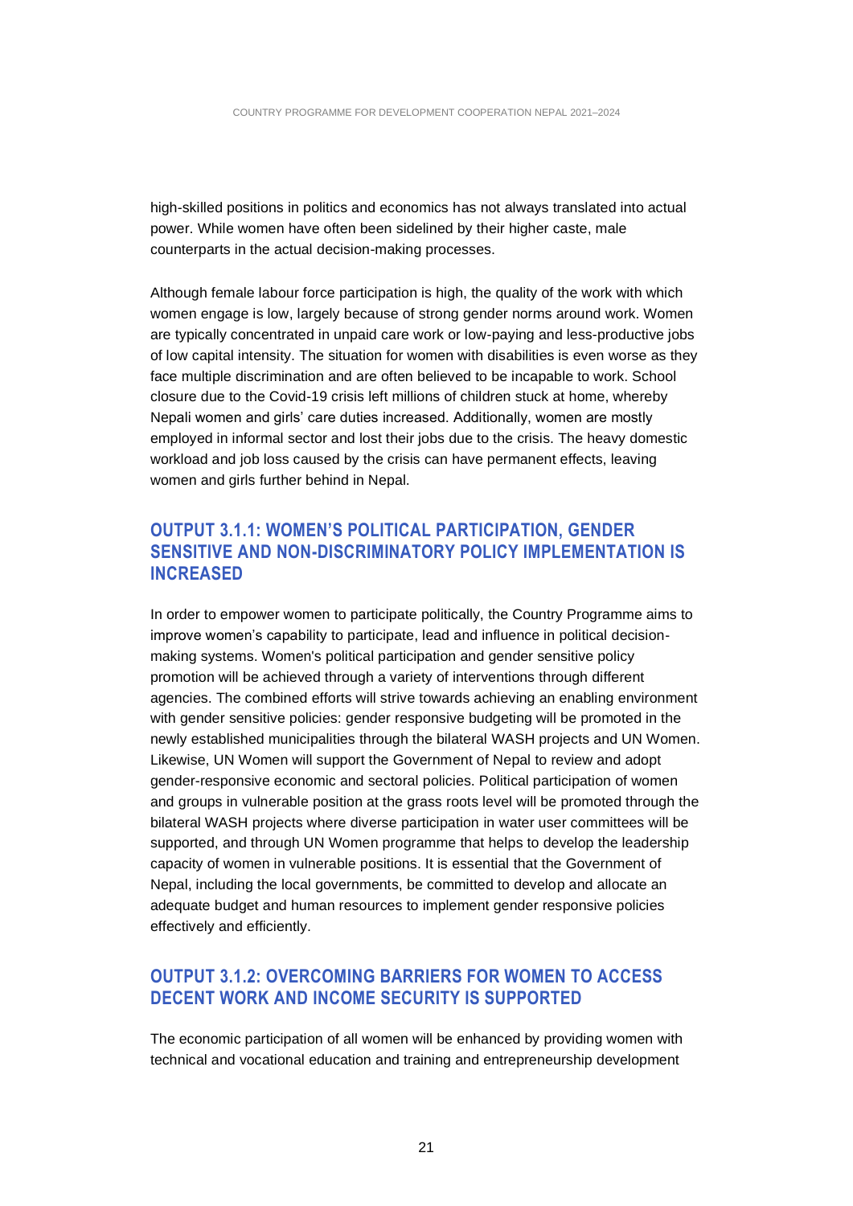high-skilled positions in politics and economics has not always translated into actual power. While women have often been sidelined by their higher caste, male counterparts in the actual decision-making processes.

Although female labour force participation is high, the quality of the work with which women engage is low, largely because of strong gender norms around work. Women are typically concentrated in unpaid care work or low-paying and less-productive jobs of low capital intensity. The situation for women with disabilities is even worse as they face multiple discrimination and are often believed to be incapable to work. School closure due to the Covid-19 crisis left millions of children stuck at home, whereby Nepali women and girls' care duties increased. Additionally, women are mostly employed in informal sector and lost their jobs due to the crisis. The heavy domestic workload and job loss caused by the crisis can have permanent effects, leaving women and girls further behind in Nepal.

## OUTPUT 3.1.1: WOMEN'S POLITICAL PARTICIPATION, GENDER SENSITIVE AND NON-DISCRIMINATORY POLICY IMPLEMENTATION IS INCREASED

In order to empower women to participate politically, the Country Programme aims to improve women's capability to participate, lead and influence in political decision-making systems. Women's political participation and gender sensitive policy promotion will be achieved through a variety of interventions through different agencies. The combined efforts will strive towards achieving an enabling environment with gender sensitive policies: gender responsive budgeting will be promoted in the newly established municipalities through the bilateral WASH projects and UN Women. Likewise, UN Women will support the Government of Nepal to review and adopt gender-responsive economic and sectoral policies. Political participation of women and groups in vulnerable position at the grass roots level will be promoted through the bilateral WASH projects where diverse participation in water user committees will be supported, and through UN Women programme that helps to develop the leadership capacity of women in vulnerable positions. It is essential that the Government of Nepal, including the local governments, be committed to develop and allocate an adequate budget and human resources to implement gender responsive policies effectively and efficiently.

## OUTPUT 3.1.2: OVERCOMING BARRIERS FOR WOMEN TO ACCESS DECENT WORK AND INCOME SECURITY IS SUPPORTED

The economic participation of all women will be enhanced by providing women with technical and vocational education and training and entrepreneurship development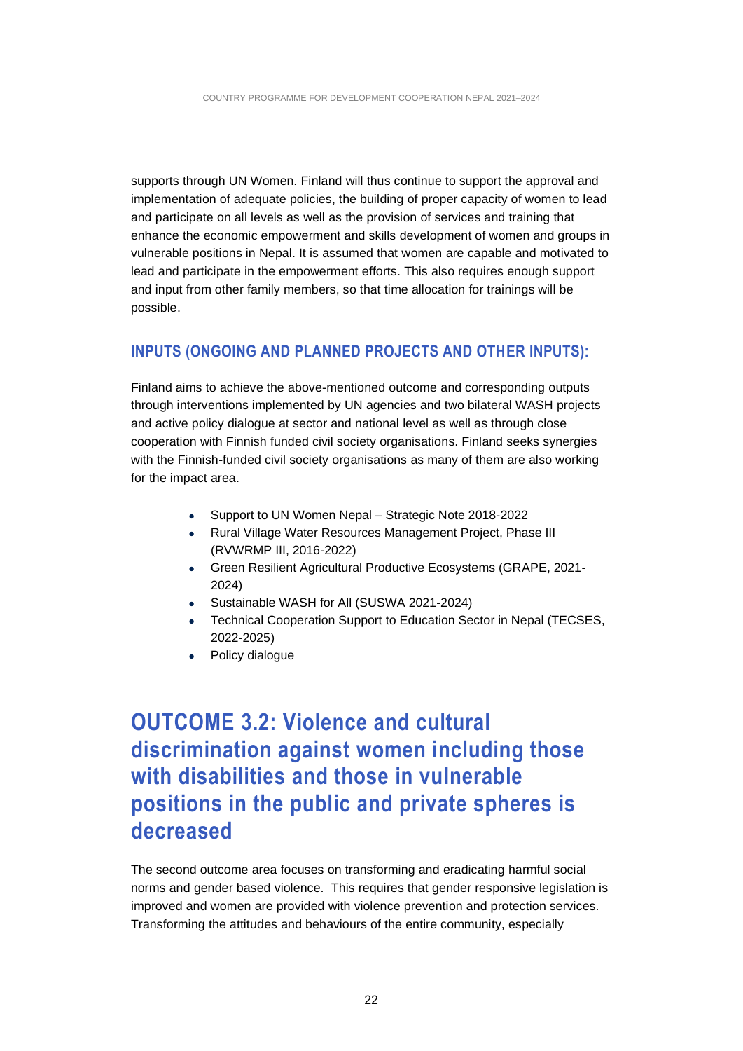supports through UN Women. Finland will thus continue to support the approval and implementation of adequate policies, the building of proper capacity of women to lead and participate on all levels as well as the provision of services and training that enhance the economic empowerment and skills development of women and groups in vulnerable positions in Nepal. It is assumed that women are capable and motivated to lead and participate in the empowerment efforts. This also requires enough support and input from other family members, so that time allocation for trainings will be possible.

### INPUTS (ONGOING AND PLANNED PROJECTS AND OTHER INPUTS):

Finland aims to achieve the above-mentioned outcome and corresponding outputs through interventions implemented by UN agencies and two bilateral WASH projects and active policy dialogue at sector and national level as well as through close cooperation with Finnish funded civil society organisations. Finland seeks synergies with the Finnish-funded civil society organisations as many of them are also working for the impact area.

- Support to UN Women Nepal – Strategic Note 2018-2022
- Rural Village Water Resources Management Project, Phase III (RVWRMP III, 2016-2022)
- Green Resilient Agricultural Productive Ecosystems (GRAPE, 2021-2024)
- Sustainable WASH for All (SUSWA 2021-2024)
- Technical Cooperation Support to Education Sector in Nepal (TECSES, 2022-2025)
- Policy dialogue

## OUTCOME 3.2: Violence and cultural discrimination against women including those with disabilities and those in vulnerable positions in the public and private spheres is decreased

The second outcome area focuses on transforming and eradicating harmful social norms and gender based violence. This requires that gender responsive legislation is improved and women are provided with violence prevention and protection services. Transforming the attitudes and behaviours of the entire community, especially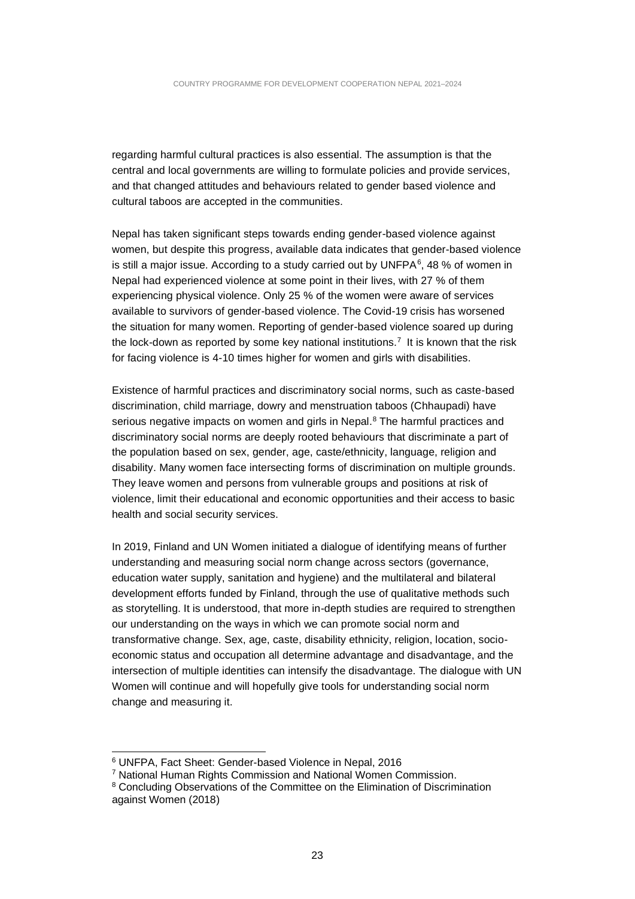regarding harmful cultural practices is also essential. The assumption is that the central and local governments are willing to formulate policies and provide services, and that changed attitudes and behaviours related to gender based violence and cultural taboos are accepted in the communities.

Nepal has taken significant steps towards ending gender-based violence against women, but despite this progress, available data indicates that gender-based violence is still a major issue. According to a study carried out by UNFPA[6], 48 % of women in Nepal had experienced violence at some point in their lives, with 27 % of them experiencing physical violence. Only 25 % of the women were aware of services available to survivors of gender-based violence. The Covid-19 crisis has worsened the situation for many women. Reporting of gender-based violence soared up during the lock-down as reported by some key national institutions.[7] It is known that the risk for facing violence is 4-10 times higher for women and girls with disabilities.

Existence of harmful practices and discriminatory social norms, such as caste-based discrimination, child marriage, dowry and menstruation taboos (Chhaupadi) have serious negative impacts on women and girls in Nepal.[8] The harmful practices and discriminatory social norms are deeply rooted behaviours that discriminate a part of the population based on sex, gender, age, caste/ethnicity, language, religion and disability. Many women face intersecting forms of discrimination on multiple grounds. They leave women and persons from vulnerable groups and positions at risk of violence, limit their educational and economic opportunities and their access to basic health and social security services.

In 2019, Finland and UN Women initiated a dialogue of identifying means of further understanding and measuring social norm change across sectors (governance, education water supply, sanitation and hygiene) and the multilateral and bilateral development efforts funded by Finland, through the use of qualitative methods such as storytelling. It is understood, that more in-depth studies are required to strengthen our understanding on the ways in which we can promote social norm and transformative change. Sex, age, caste, disability ethnicity, religion, location, socio-economic status and occupation all determine advantage and disadvantage, and the intersection of multiple identities can intensify the disadvantage. The dialogue with UN Women will continue and will hopefully give tools for understanding social norm change and measuring it.

---

[6] UNFPA, Fact Sheet: Gender-based Violence in Nepal, 2016

[7] National Human Rights Commission and National Women Commission.

[8] Concluding Observations of the Committee on the Elimination of Discrimination against Women (2018)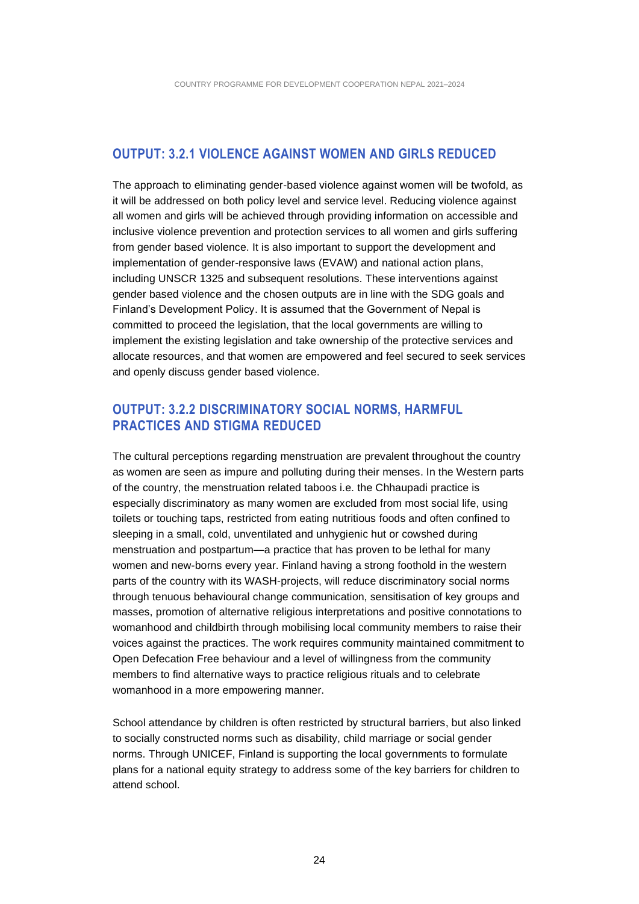## OUTPUT: 3.2.1 VIOLENCE AGAINST WOMEN AND GIRLS REDUCED

The approach to eliminating gender-based violence against women will be twofold, as it will be addressed on both policy level and service level. Reducing violence against all women and girls will be achieved through providing information on accessible and inclusive violence prevention and protection services to all women and girls suffering from gender based violence. It is also important to support the development and implementation of gender-responsive laws (EVAW) and national action plans, including UNSCR 1325 and subsequent resolutions. These interventions against gender based violence and the chosen outputs are in line with the SDG goals and Finland's Development Policy. It is assumed that the Government of Nepal is committed to proceed the legislation, that the local governments are willing to implement the existing legislation and take ownership of the protective services and allocate resources, and that women are empowered and feel secured to seek services and openly discuss gender based violence.

## OUTPUT: 3.2.2 DISCRIMINATORY SOCIAL NORMS, HARMFUL PRACTICES AND STIGMA REDUCED

The cultural perceptions regarding menstruation are prevalent throughout the country as women are seen as impure and polluting during their menses. In the Western parts of the country, the menstruation related taboos i.e. the Chhaupadi practice is especially discriminatory as many women are excluded from most social life, using toilets or touching taps, restricted from eating nutritious foods and often confined to sleeping in a small, cold, unventilated and unhygienic hut or cowshed during menstruation and postpartum—a practice that has proven to be lethal for many women and new-borns every year. Finland having a strong foothold in the western parts of the country with its WASH-projects, will reduce discriminatory social norms through tenuous behavioural change communication, sensitisation of key groups and masses, promotion of alternative religious interpretations and positive connotations to womanhood and childbirth through mobilising local community members to raise their voices against the practices. The work requires community maintained commitment to Open Defecation Free behaviour and a level of willingness from the community members to find alternative ways to practice religious rituals and to celebrate womanhood in a more empowering manner.

School attendance by children is often restricted by structural barriers, but also linked to socially constructed norms such as disability, child marriage or social gender norms. Through UNICEF, Finland is supporting the local governments to formulate plans for a national equity strategy to address some of the key barriers for children to attend school.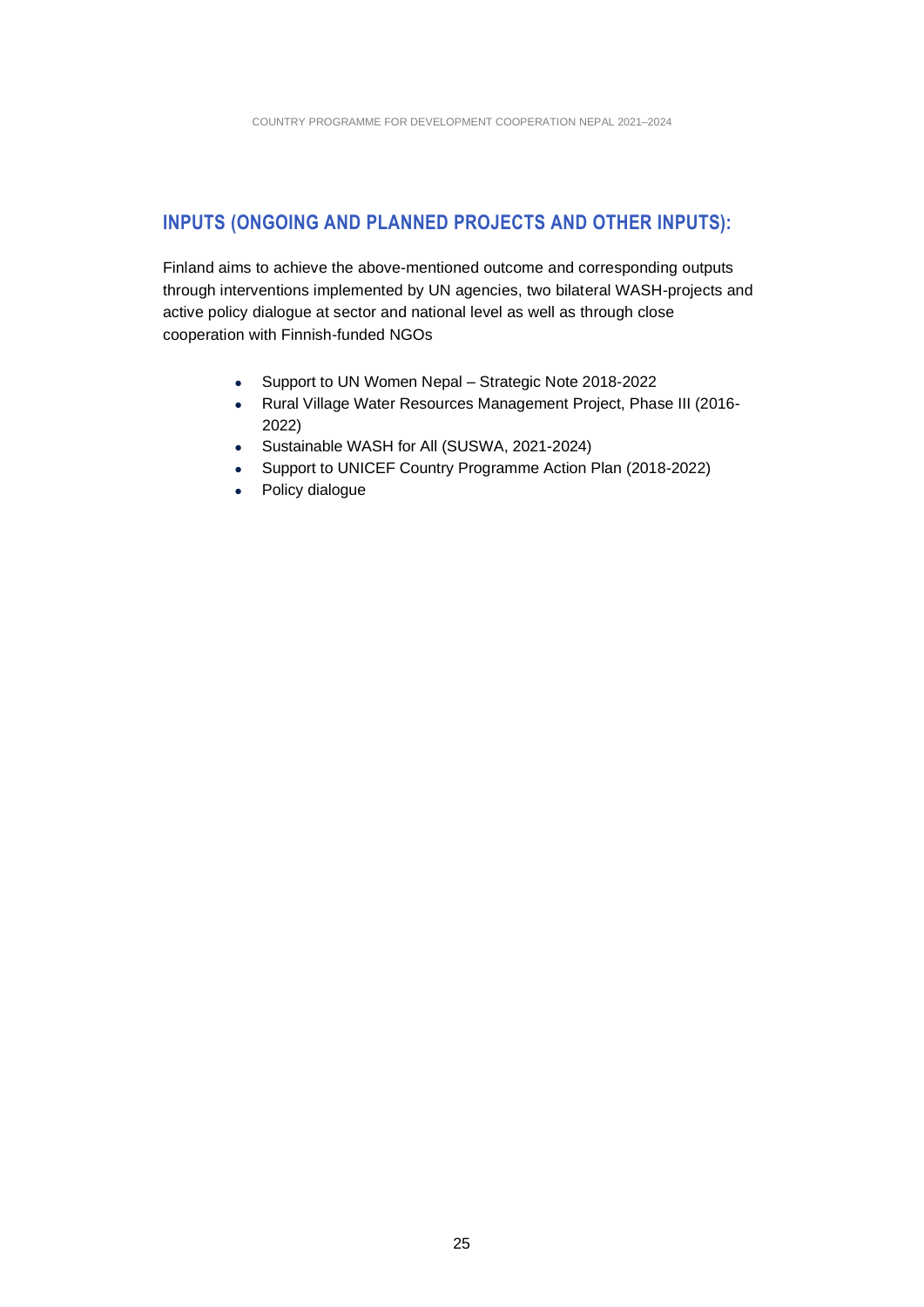## INPUTS (ONGOING AND PLANNED PROJECTS AND OTHER INPUTS):

Finland aims to achieve the above-mentioned outcome and corresponding outputs through interventions implemented by UN agencies, two bilateral WASH-projects and active policy dialogue at sector and national level as well as through close cooperation with Finnish-funded NGOs

- Support to UN Women Nepal – Strategic Note 2018-2022
- Rural Village Water Resources Management Project, Phase III (2016-2022)
- Sustainable WASH for All (SUSWA, 2021-2024)
- Support to UNICEF Country Programme Action Plan (2018-2022)
- Policy dialogue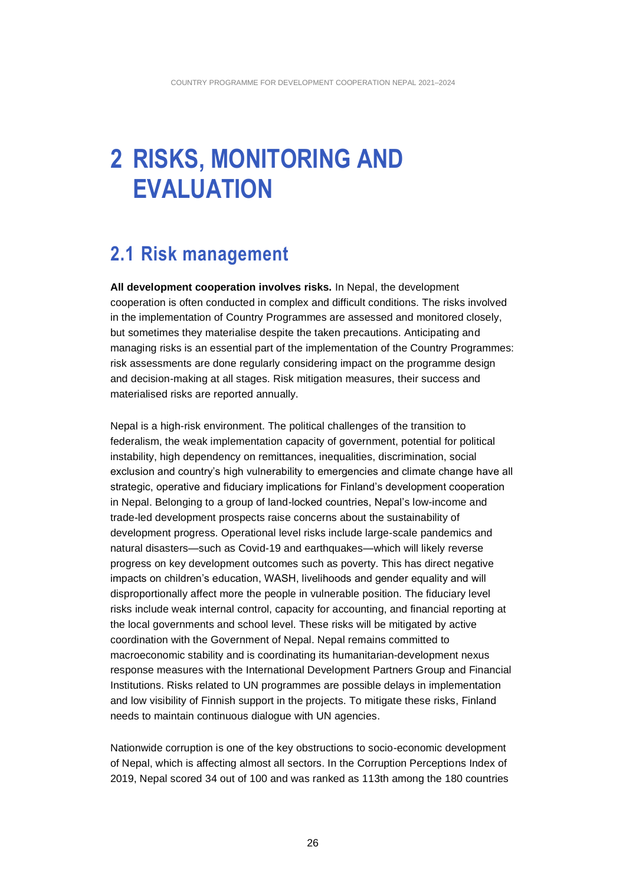# 2 RISKS, MONITORING AND EVALUATION

## 2.1 Risk management

**All development cooperation involves risks.** In Nepal, the development cooperation is often conducted in complex and difficult conditions. The risks involved in the implementation of Country Programmes are assessed and monitored closely, but sometimes they materialise despite the taken precautions. Anticipating and managing risks is an essential part of the implementation of the Country Programmes: risk assessments are done regularly considering impact on the programme design and decision-making at all stages. Risk mitigation measures, their success and materialised risks are reported annually.

Nepal is a high-risk environment. The political challenges of the transition to federalism, the weak implementation capacity of government, potential for political instability, high dependency on remittances, inequalities, discrimination, social exclusion and country's high vulnerability to emergencies and climate change have all strategic, operative and fiduciary implications for Finland's development cooperation in Nepal. Belonging to a group of land-locked countries, Nepal's low-income and trade-led development prospects raise concerns about the sustainability of development progress. Operational level risks include large-scale pandemics and natural disasters—such as Covid-19 and earthquakes—which will likely reverse progress on key development outcomes such as poverty. This has direct negative impacts on children's education, WASH, livelihoods and gender equality and will disproportionally affect more the people in vulnerable position. The fiduciary level risks include weak internal control, capacity for accounting, and financial reporting at the local governments and school level. These risks will be mitigated by active coordination with the Government of Nepal. Nepal remains committed to macroeconomic stability and is coordinating its humanitarian-development nexus response measures with the International Development Partners Group and Financial Institutions. Risks related to UN programmes are possible delays in implementation and low visibility of Finnish support in the projects. To mitigate these risks, Finland needs to maintain continuous dialogue with UN agencies.

Nationwide corruption is one of the key obstructions to socio-economic development of Nepal, which is affecting almost all sectors. In the Corruption Perceptions Index of 2019, Nepal scored 34 out of 100 and was ranked as 113th among the 180 countries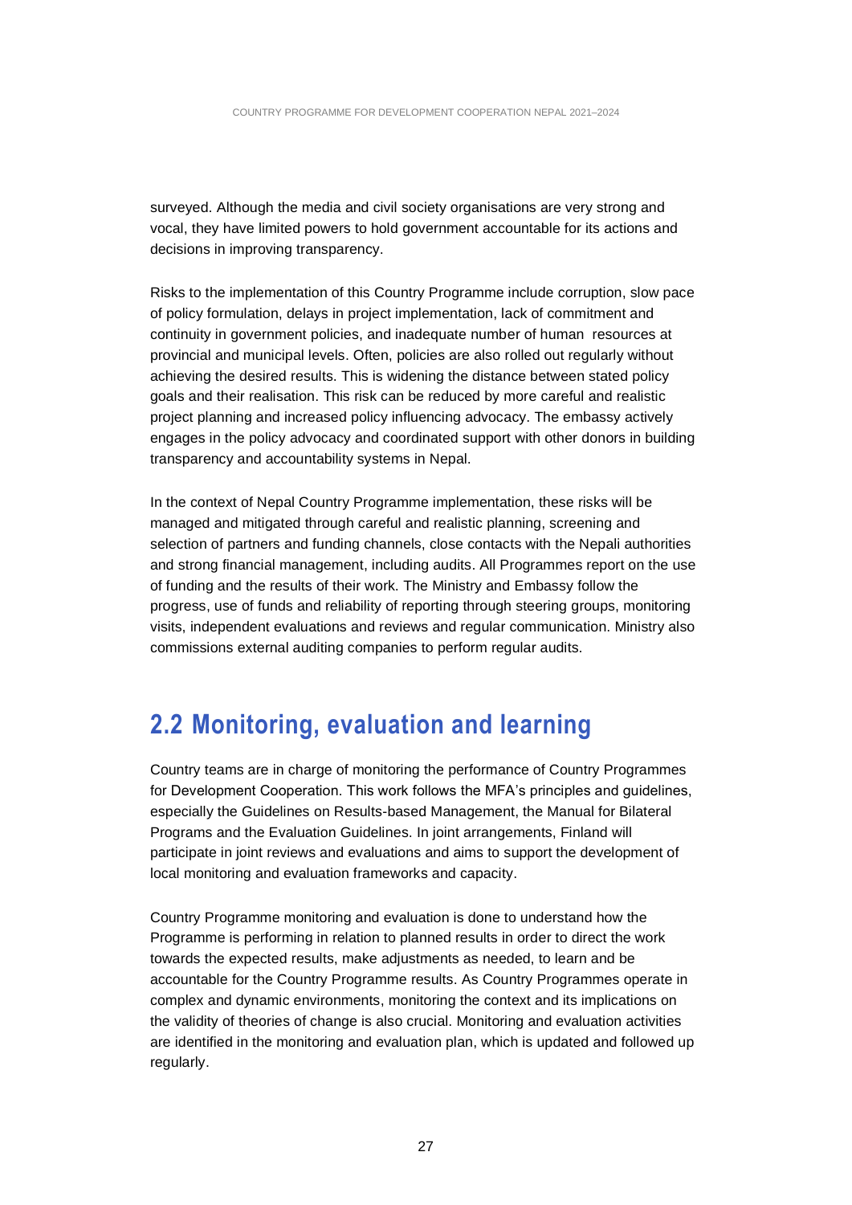surveyed. Although the media and civil society organisations are very strong and vocal, they have limited powers to hold government accountable for its actions and decisions in improving transparency.

Risks to the implementation of this Country Programme include corruption, slow pace of policy formulation, delays in project implementation, lack of commitment and continuity in government policies, and inadequate number of human resources at provincial and municipal levels. Often, policies are also rolled out regularly without achieving the desired results. This is widening the distance between stated policy goals and their realisation. This risk can be reduced by more careful and realistic project planning and increased policy influencing advocacy. The embassy actively engages in the policy advocacy and coordinated support with other donors in building transparency and accountability systems in Nepal.

In the context of Nepal Country Programme implementation, these risks will be managed and mitigated through careful and realistic planning, screening and selection of partners and funding channels, close contacts with the Nepali authorities and strong financial management, including audits. All Programmes report on the use of funding and the results of their work. The Ministry and Embassy follow the progress, use of funds and reliability of reporting through steering groups, monitoring visits, independent evaluations and reviews and regular communication. Ministry also commissions external auditing companies to perform regular audits.

## 2.2 Monitoring, evaluation and learning

Country teams are in charge of monitoring the performance of Country Programmes for Development Cooperation. This work follows the MFA's principles and guidelines, especially the Guidelines on Results-based Management, the Manual for Bilateral Programs and the Evaluation Guidelines. In joint arrangements, Finland will participate in joint reviews and evaluations and aims to support the development of local monitoring and evaluation frameworks and capacity.

Country Programme monitoring and evaluation is done to understand how the Programme is performing in relation to planned results in order to direct the work towards the expected results, make adjustments as needed, to learn and be accountable for the Country Programme results. As Country Programmes operate in complex and dynamic environments, monitoring the context and its implications on the validity of theories of change is also crucial. Monitoring and evaluation activities are identified in the monitoring and evaluation plan, which is updated and followed up regularly.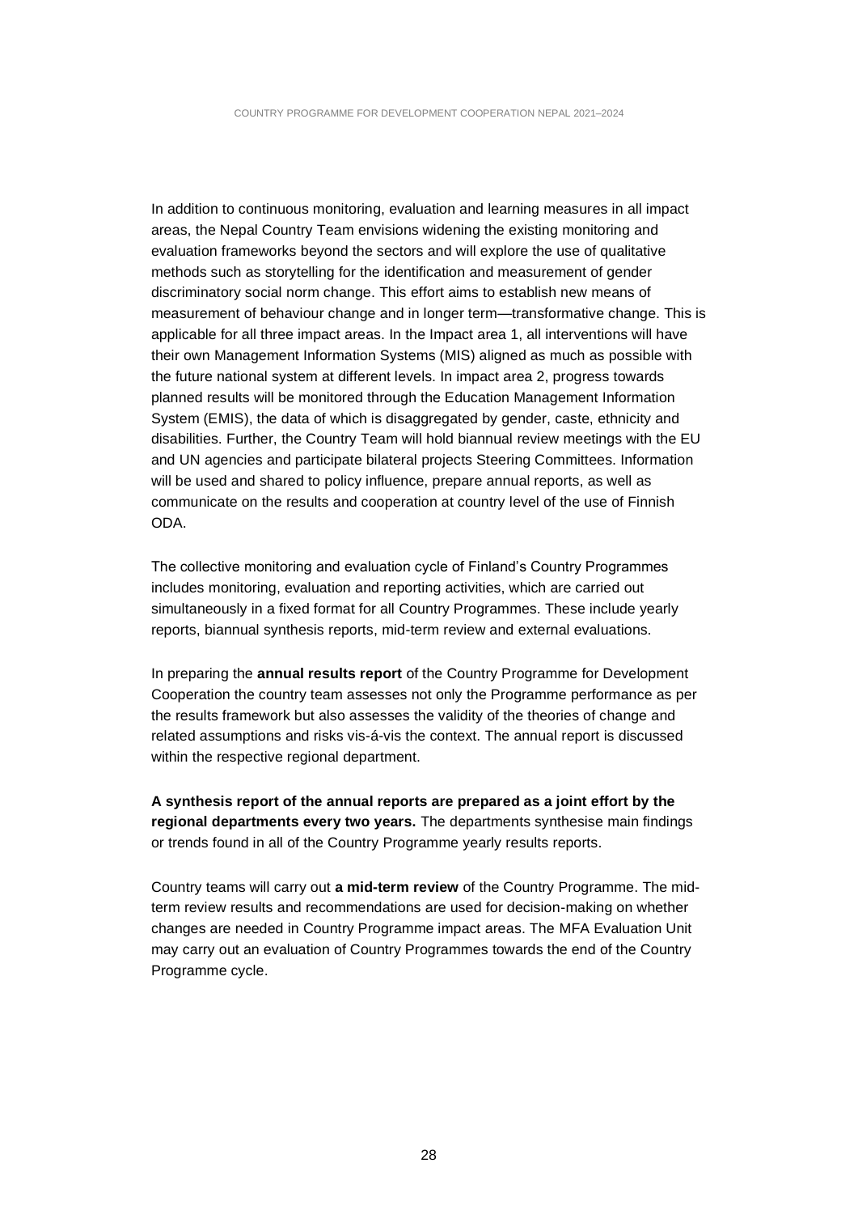In addition to continuous monitoring, evaluation and learning measures in all impact areas, the Nepal Country Team envisions widening the existing monitoring and evaluation frameworks beyond the sectors and will explore the use of qualitative methods such as storytelling for the identification and measurement of gender discriminatory social norm change. This effort aims to establish new means of measurement of behaviour change and in longer term—transformative change. This is applicable for all three impact areas. In the Impact area 1, all interventions will have their own Management Information Systems (MIS) aligned as much as possible with the future national system at different levels. In impact area 2, progress towards planned results will be monitored through the Education Management Information System (EMIS), the data of which is disaggregated by gender, caste, ethnicity and disabilities. Further, the Country Team will hold biannual review meetings with the EU and UN agencies and participate bilateral projects Steering Committees. Information will be used and shared to policy influence, prepare annual reports, as well as communicate on the results and cooperation at country level of the use of Finnish ODA.

The collective monitoring and evaluation cycle of Finland's Country Programmes includes monitoring, evaluation and reporting activities, which are carried out simultaneously in a fixed format for all Country Programmes. These include yearly reports, biannual synthesis reports, mid-term review and external evaluations.

In preparing the **annual results report** of the Country Programme for Development Cooperation the country team assesses not only the Programme performance as per the results framework but also assesses the validity of the theories of change and related assumptions and risks vis-á-vis the context. The annual report is discussed within the respective regional department.

**A synthesis report of the annual reports are prepared as a joint effort by the regional departments every two years.** The departments synthesise main findings or trends found in all of the Country Programme yearly results reports.

Country teams will carry out **a mid-term review** of the Country Programme. The mid-term review results and recommendations are used for decision-making on whether changes are needed in Country Programme impact areas. The MFA Evaluation Unit may carry out an evaluation of Country Programmes towards the end of the Country Programme cycle.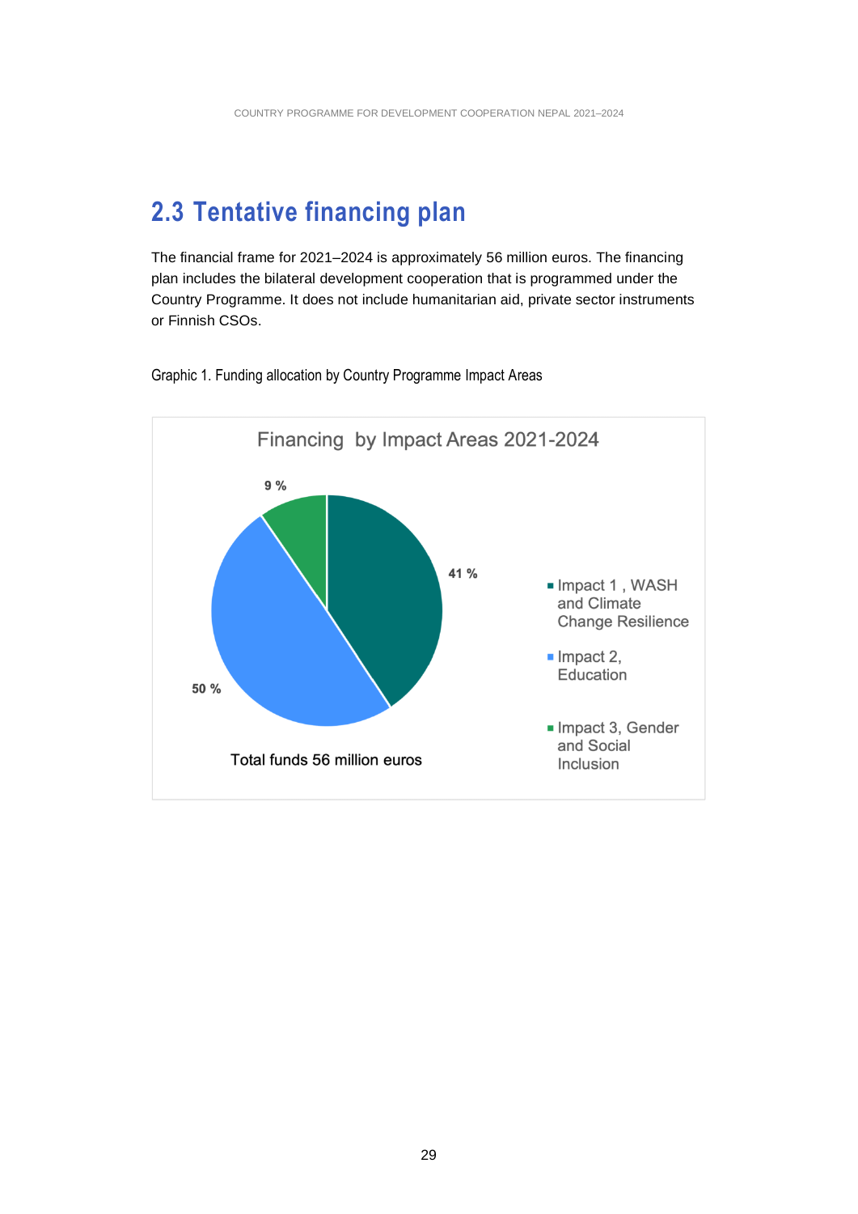## 2.3 Tentative financing plan

The financial frame for 2021–2024 is approximately 56 million euros. The financing plan includes the bilateral development cooperation that is programmed under the Country Programme. It does not include humanitarian aid, private sector instruments or Finnish CSOs.

Graphic 1. Funding allocation by Country Programme Impact Areas

Financing by Impact Areas 2021-2024

| Impact Area | Share |
|---|---|
| Impact 1 , WASH and Climate Change Resilience | 41 % |
| Impact 2, Education | 50 % |
| Impact 3, Gender and Social Inclusion | 9 % |

Total funds 56 million euros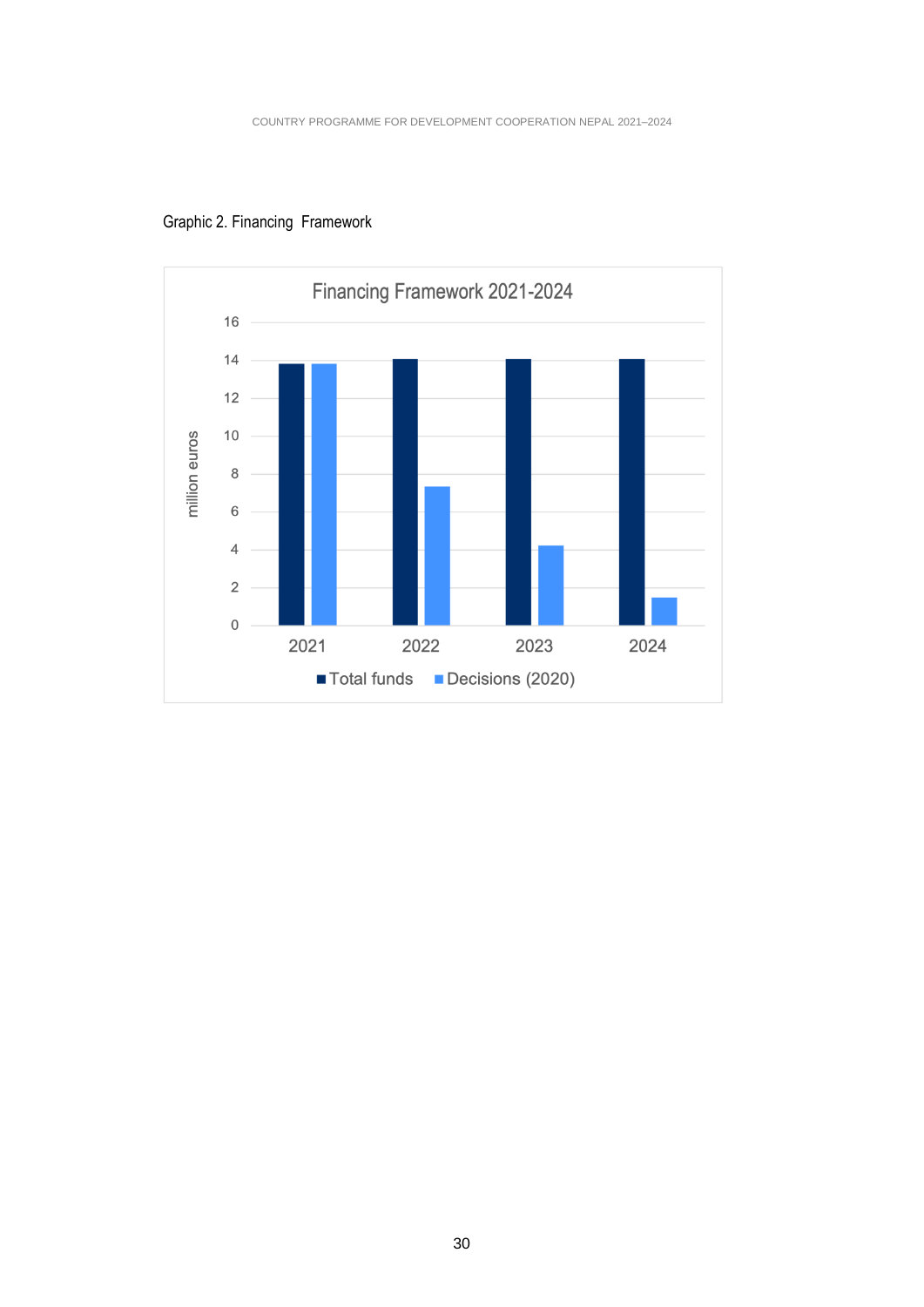Graphic 2. Financing Framework

Financing Framework 2021-2024

million euros

16
14
12
10
8
6
4
2
0

2021 2022 2023 2024

■ Total funds ■ Decisions (2020)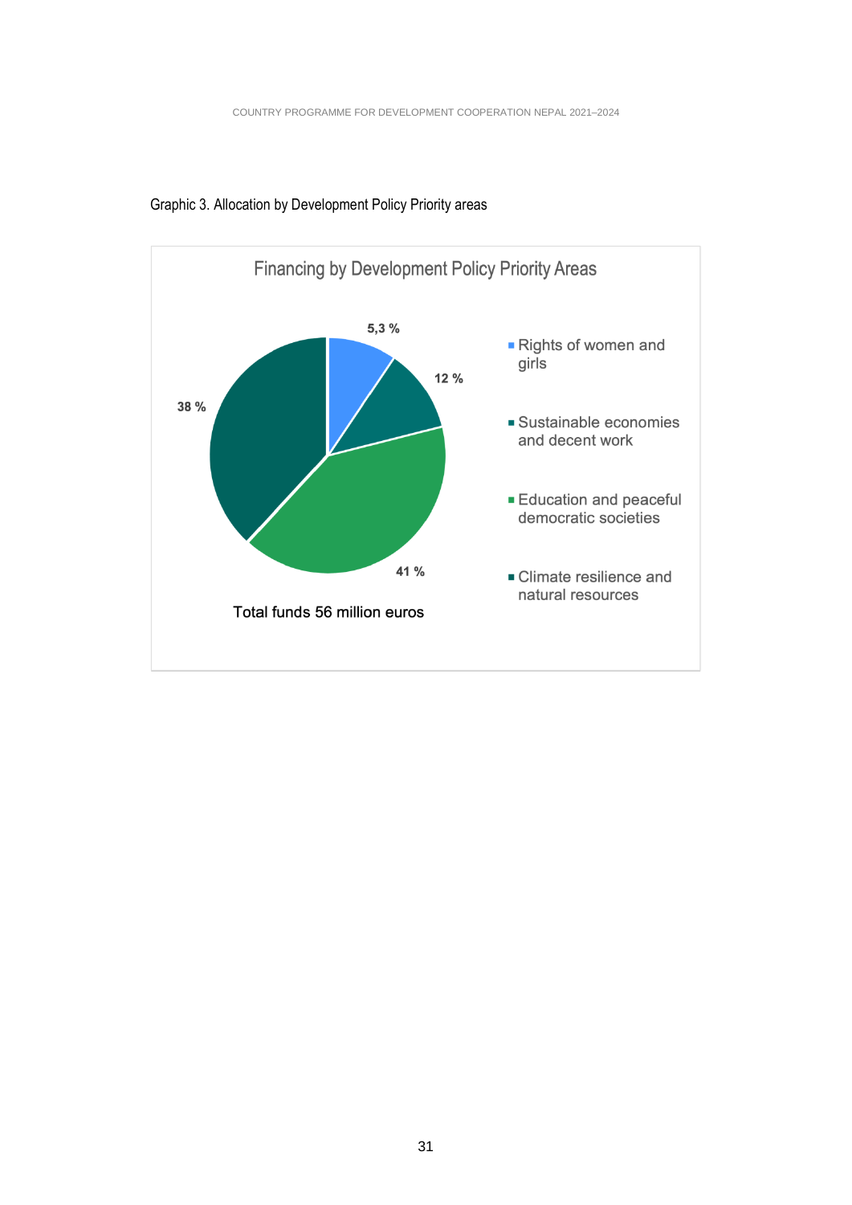Graphic 3. Allocation by Development Policy Priority areas

Financing by Development Policy Priority Areas

5,3 %

12 %

38 %

41 %

Total funds 56 million euros

- Rights of women and girls
- Sustainable economies and decent work
- Education and peaceful democratic societies
- Climate resilience and natural resources